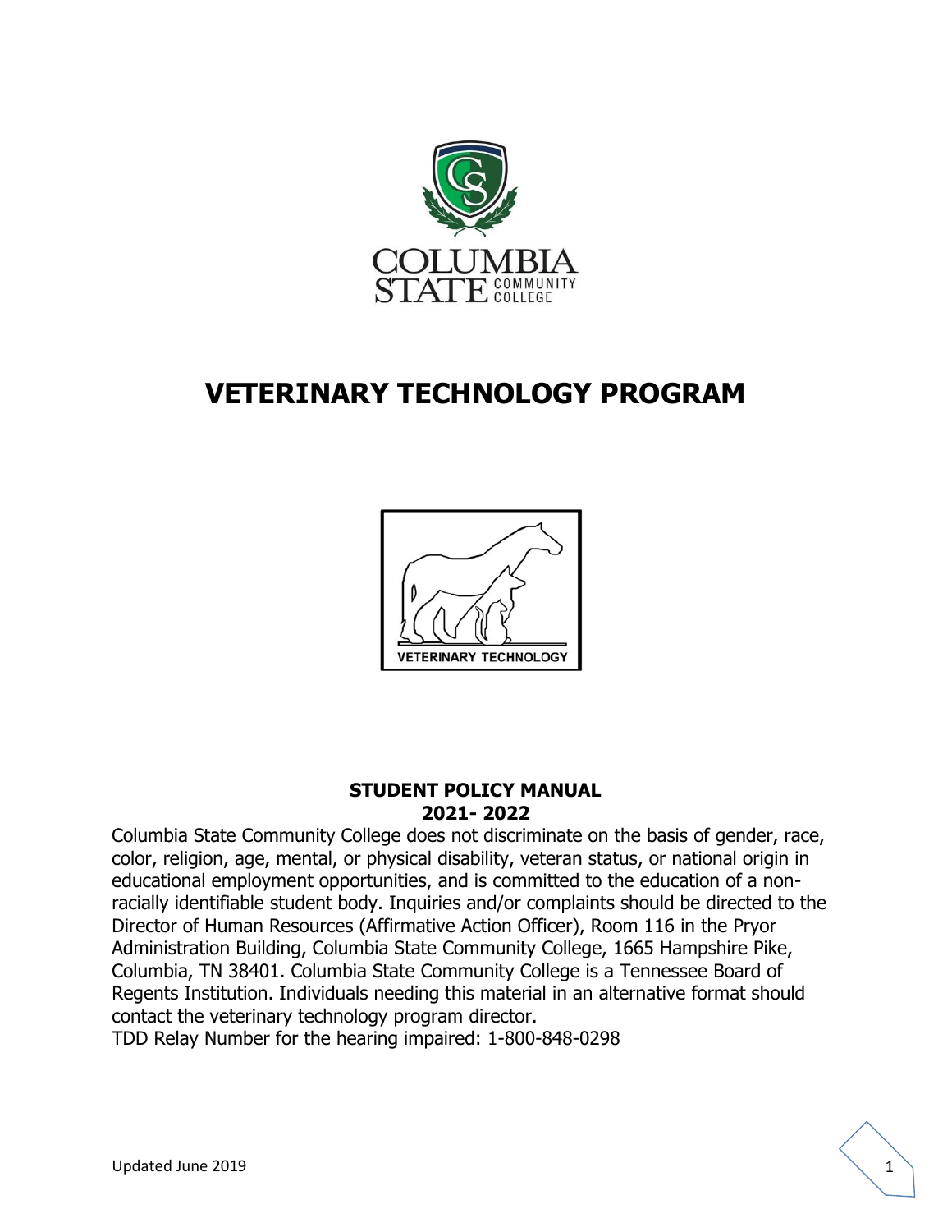# VETERINARY TECHNOLOGY PROGRAM

**STUDENT POLICY MANUAL**
**2021- 2022**

Columbia State Community College does not discriminate on the basis of gender, race, color, religion, age, mental, or physical disability, veteran status, or national origin in educational employment opportunities, and is committed to the education of a non-racially identifiable student body. Inquiries and/or complaints should be directed to the Director of Human Resources (Affirmative Action Officer), Room 116 in the Pryor Administration Building, Columbia State Community College, 1665 Hampshire Pike, Columbia, TN 38401. Columbia State Community College is a Tennessee Board of Regents Institution. Individuals needing this material in an alternative format should contact the veterinary technology program director.
TDD Relay Number for the hearing impaired: 1-800-848-0298

Updated June 2019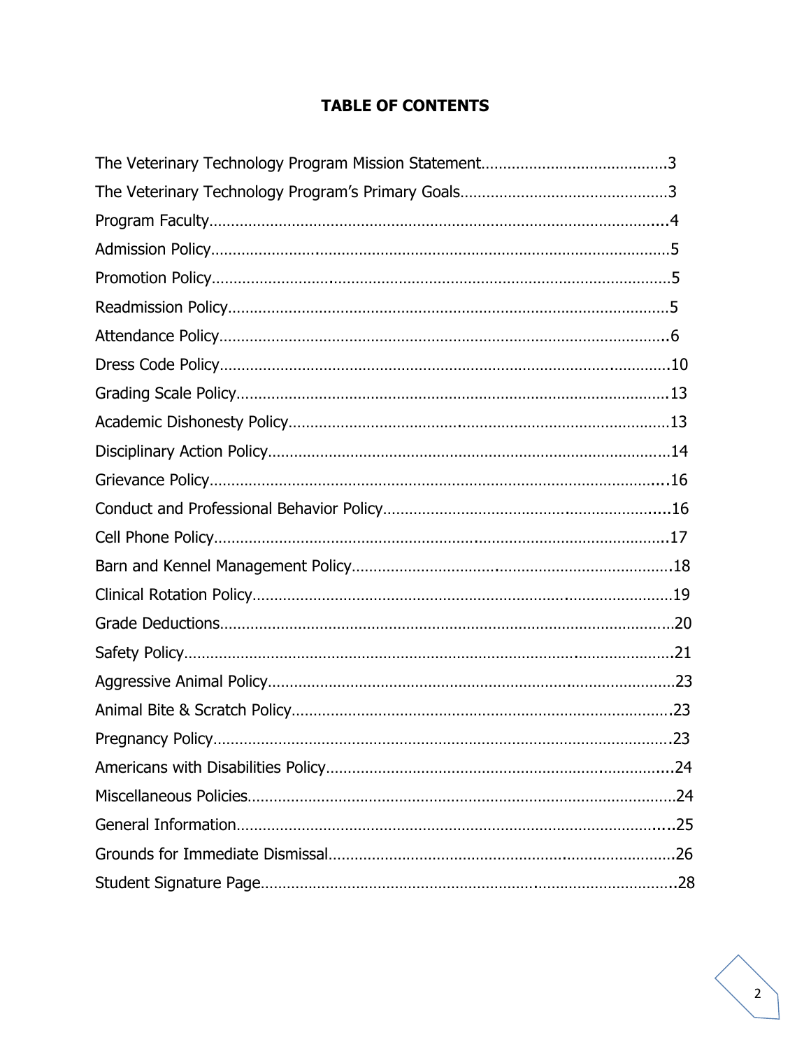# TABLE OF CONTENTS

The Veterinary Technology Program Mission Statement..........................................3

The Veterinary Technology Program's Primary Goals..............................................3

Program Faculty.........................................................................................................4

Admission Policy........................................................................................................5

Promotion Policy........................................................................................................5

Readmission Policy....................................................................................................5

Attendance Policy.......................................................................................................6

Dress Code Policy.....................................................................................................10

Grading Scale Policy.................................................................................................13

Academic Dishonesty Policy.....................................................................................13

Disciplinary Action Policy..........................................................................................14

Grievance Policy.......................................................................................................16

Conduct and Professional Behavior Policy................................................................16

Cell Phone Policy.......................................................................................................17

Barn and Kennel Management Policy.......................................................................18

Clinical Rotation Policy..............................................................................................19

Grade Deductions......................................................................................................20

Safety Policy..............................................................................................................21

Aggressive Animal Policy..........................................................................................23

Animal Bite & Scratch Policy.....................................................................................23

Pregnancy Policy.......................................................................................................23

Americans with Disabilities Policy.............................................................................24

Miscellaneous Policies...............................................................................................24

General Information...................................................................................................25

Grounds for Immediate Dismissal..............................................................................26

Student Signature Page.............................................................................................28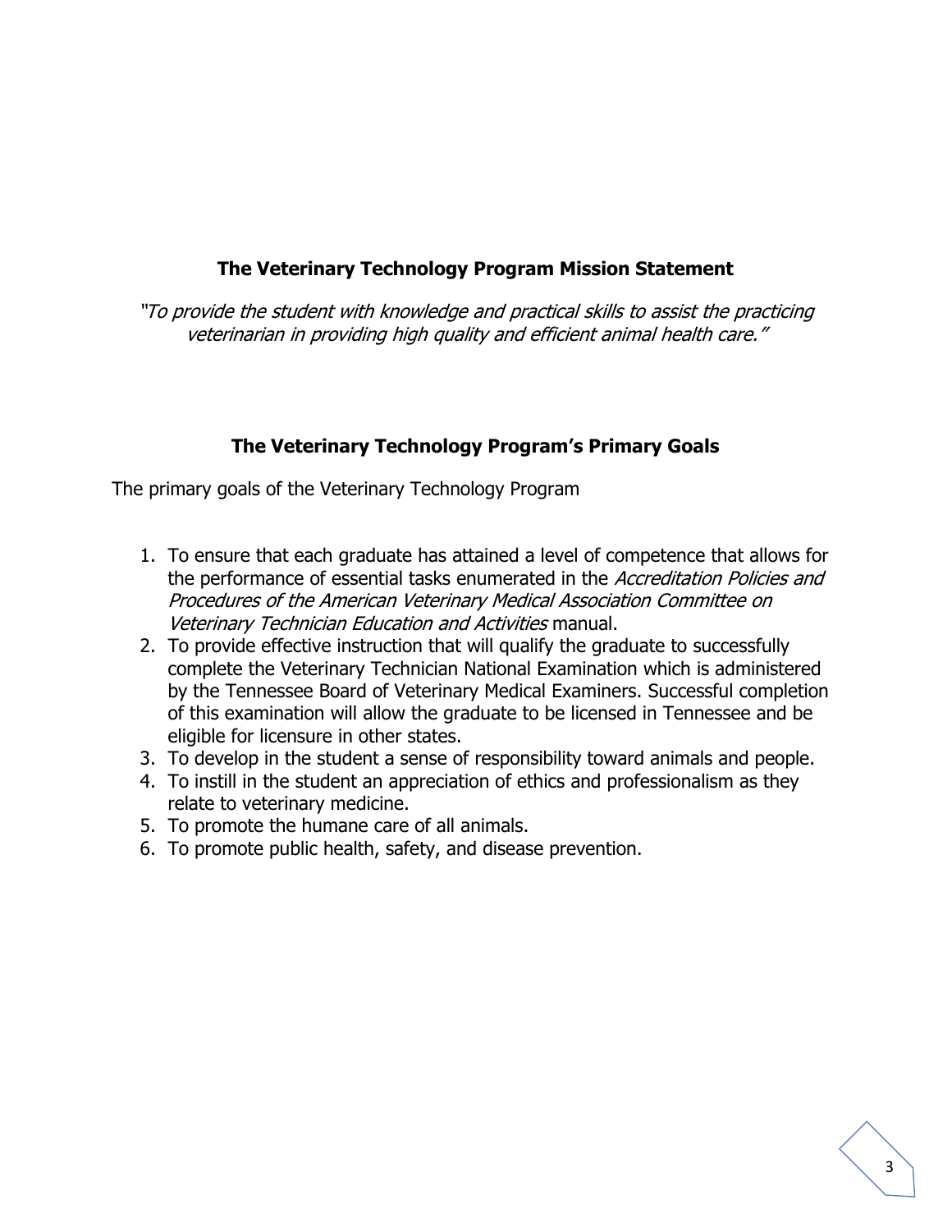## The Veterinary Technology Program Mission Statement

*"To provide the student with knowledge and practical skills to assist the practicing veterinarian in providing high quality and efficient animal health care."*

## The Veterinary Technology Program's Primary Goals

The primary goals of the Veterinary Technology Program

1. To ensure that each graduate has attained a level of competence that allows for the performance of essential tasks enumerated in the *Accreditation Policies and Procedures of the American Veterinary Medical Association Committee on Veterinary Technician Education and Activities* manual.
2. To provide effective instruction that will qualify the graduate to successfully complete the Veterinary Technician National Examination which is administered by the Tennessee Board of Veterinary Medical Examiners. Successful completion of this examination will allow the graduate to be licensed in Tennessee and be eligible for licensure in other states.
3. To develop in the student a sense of responsibility toward animals and people.
4. To instill in the student an appreciation of ethics and professionalism as they relate to veterinary medicine.
5. To promote the humane care of all animals.
6. To promote public health, safety, and disease prevention.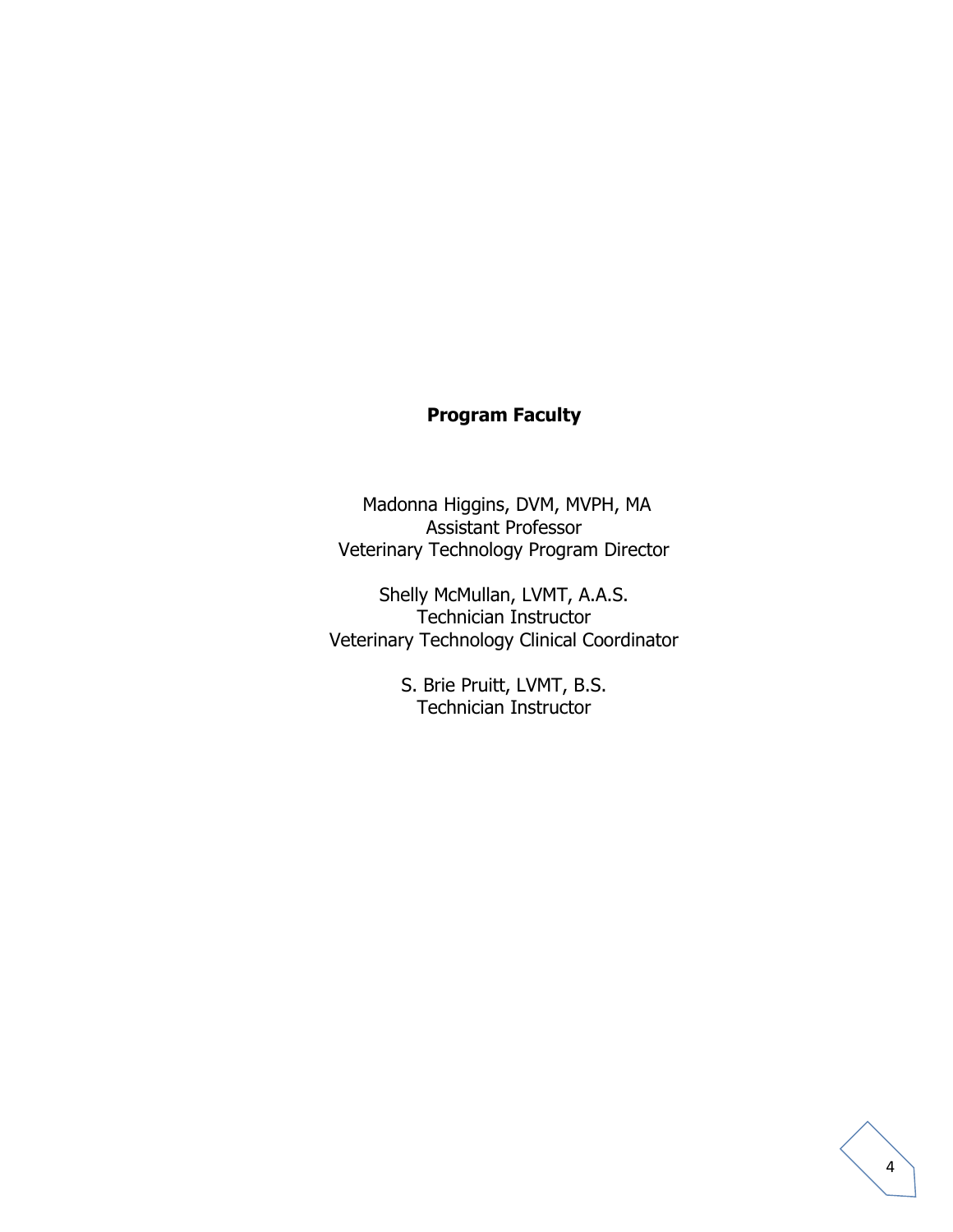## Program Faculty

Madonna Higgins, DVM, MVPH, MA
Assistant Professor
Veterinary Technology Program Director

Shelly McMullan, LVMT, A.A.S.
Technician Instructor
Veterinary Technology Clinical Coordinator

S. Brie Pruitt, LVMT, B.S.
Technician Instructor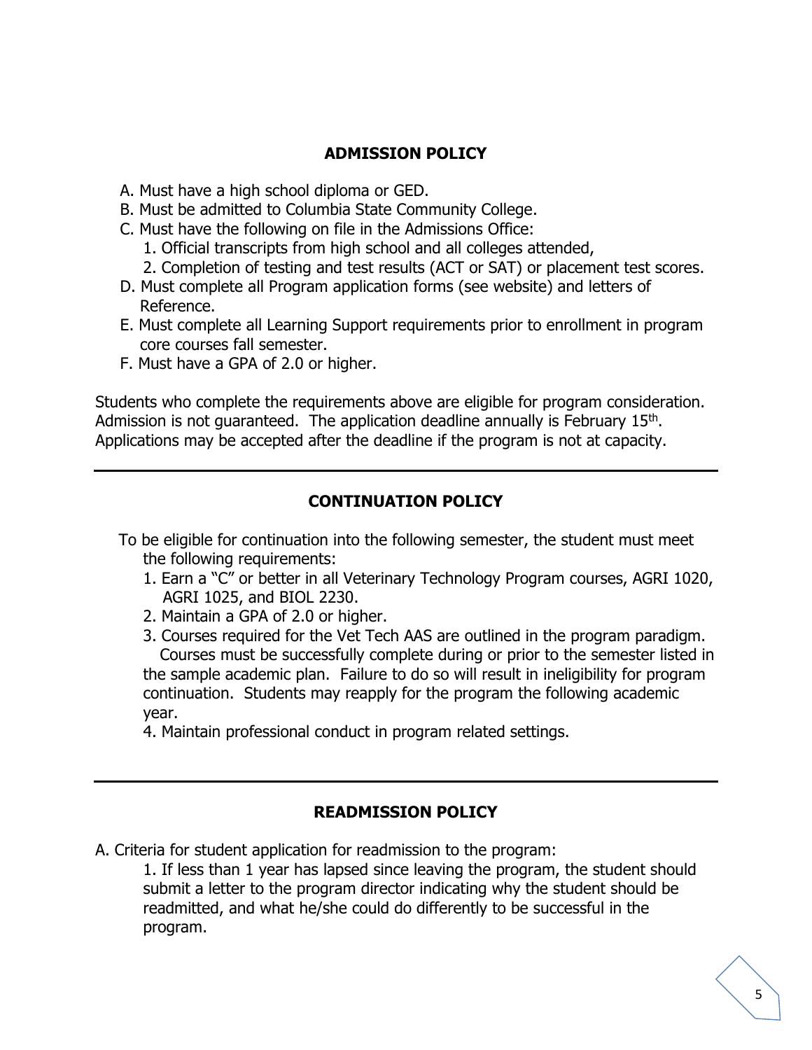## ADMISSION POLICY

A. Must have a high school diploma or GED.
B. Must be admitted to Columbia State Community College.
C. Must have the following on file in the Admissions Office:
   1. Official transcripts from high school and all colleges attended,
   2. Completion of testing and test results (ACT or SAT) or placement test scores.
D. Must complete all Program application forms (see website) and letters of Reference.
E. Must complete all Learning Support requirements prior to enrollment in program core courses fall semester.
F. Must have a GPA of 2.0 or higher.

Students who complete the requirements above are eligible for program consideration. Admission is not guaranteed. The application deadline annually is February 15th. Applications may be accepted after the deadline if the program is not at capacity.

---

## CONTINUATION POLICY

To be eligible for continuation into the following semester, the student must meet the following requirements:

1. Earn a "C" or better in all Veterinary Technology Program courses, AGRI 1020, AGRI 1025, and BIOL 2230.
2. Maintain a GPA of 2.0 or higher.
3. Courses required for the Vet Tech AAS are outlined in the program paradigm. Courses must be successfully complete during or prior to the semester listed in the sample academic plan. Failure to do so will result in ineligibility for program continuation. Students may reapply for the program the following academic year.
4. Maintain professional conduct in program related settings.

---

## READMISSION POLICY

A. Criteria for student application for readmission to the program:

1. If less than 1 year has lapsed since leaving the program, the student should submit a letter to the program director indicating why the student should be readmitted, and what he/she could do differently to be successful in the program.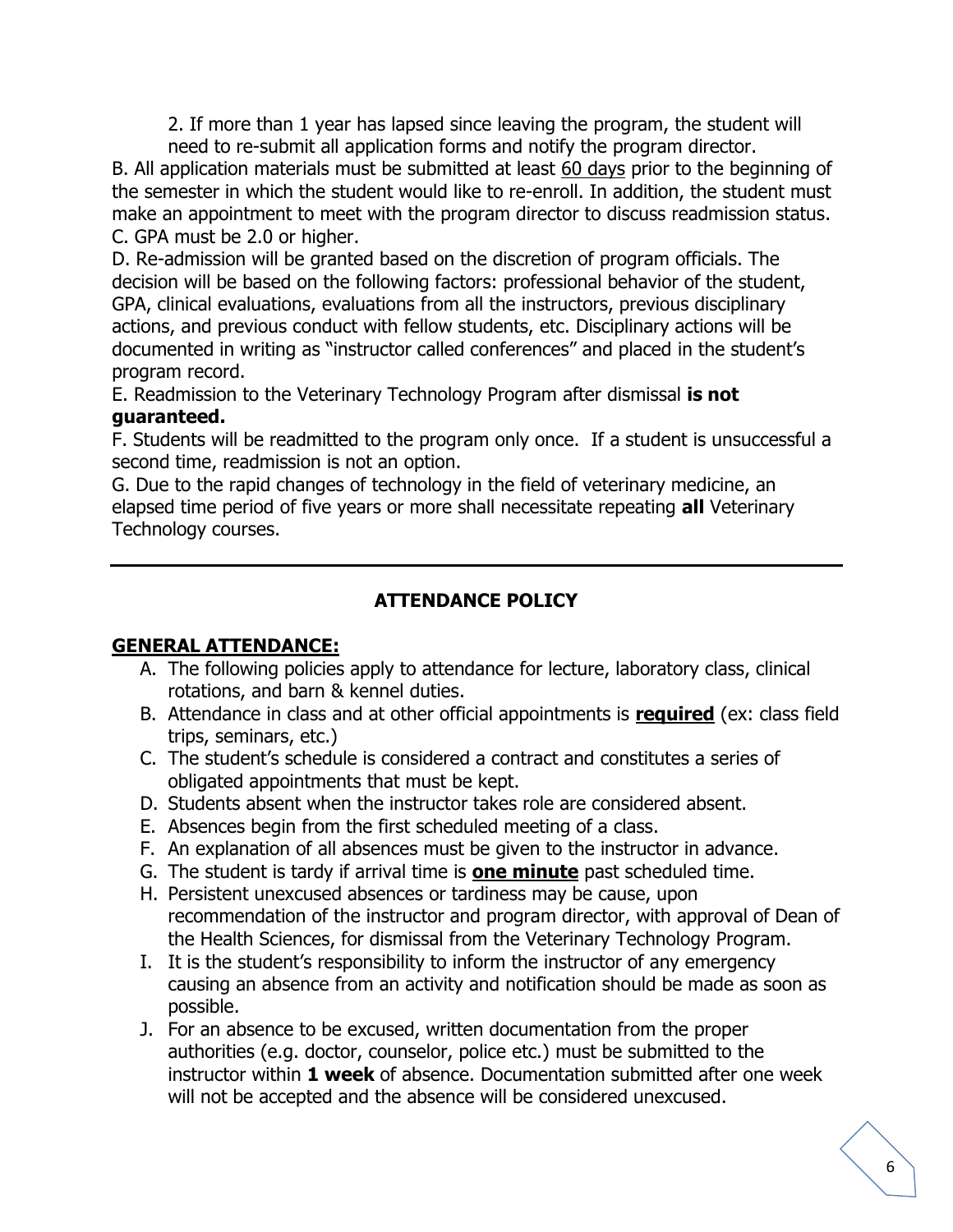2. If more than 1 year has lapsed since leaving the program, the student will need to re-submit all application forms and notify the program director.

B. All application materials must be submitted at least 60 days prior to the beginning of the semester in which the student would like to re-enroll. In addition, the student must make an appointment to meet with the program director to discuss readmission status.

C. GPA must be 2.0 or higher.

D. Re-admission will be granted based on the discretion of program officials. The decision will be based on the following factors: professional behavior of the student, GPA, clinical evaluations, evaluations from all the instructors, previous disciplinary actions, and previous conduct with fellow students, etc. Disciplinary actions will be documented in writing as "instructor called conferences" and placed in the student's program record.

E. Readmission to the Veterinary Technology Program after dismissal **is not guaranteed.**

F. Students will be readmitted to the program only once. If a student is unsuccessful a second time, readmission is not an option.

G. Due to the rapid changes of technology in the field of veterinary medicine, an elapsed time period of five years or more shall necessitate repeating **all** Veterinary Technology courses.

---

## ATTENDANCE POLICY

### GENERAL ATTENDANCE:

A. The following policies apply to attendance for lecture, laboratory class, clinical rotations, and barn & kennel duties.

B. Attendance in class and at other official appointments is **required** (ex: class field trips, seminars, etc.)

C. The student's schedule is considered a contract and constitutes a series of obligated appointments that must be kept.

D. Students absent when the instructor takes role are considered absent.

E. Absences begin from the first scheduled meeting of a class.

F. An explanation of all absences must be given to the instructor in advance.

G. The student is tardy if arrival time is **one minute** past scheduled time.

H. Persistent unexcused absences or tardiness may be cause, upon recommendation of the instructor and program director, with approval of Dean of the Health Sciences, for dismissal from the Veterinary Technology Program.

I. It is the student's responsibility to inform the instructor of any emergency causing an absence from an activity and notification should be made as soon as possible.

J. For an absence to be excused, written documentation from the proper authorities (e.g. doctor, counselor, police etc.) must be submitted to the instructor within **1 week** of absence. Documentation submitted after one week will not be accepted and the absence will be considered unexcused.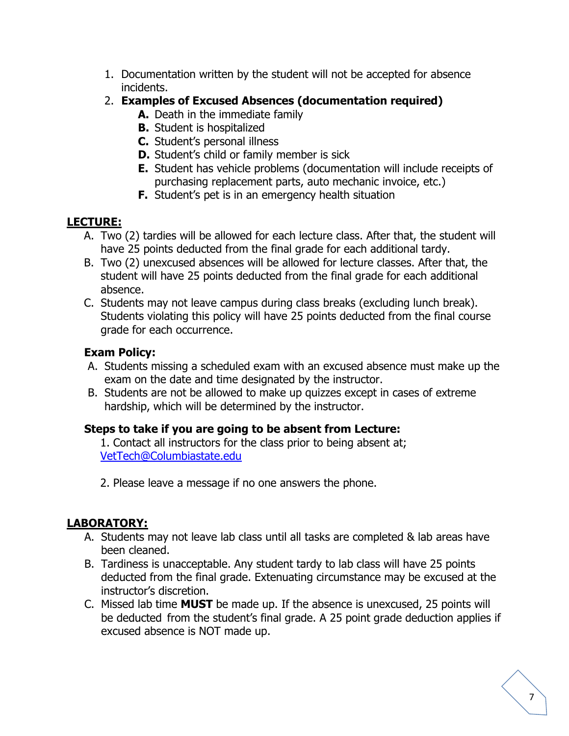1. Documentation written by the student will not be accepted for absence incidents.
2. **Examples of Excused Absences (documentation required)**
   - **A.** Death in the immediate family
   - **B.** Student is hospitalized
   - **C.** Student's personal illness
   - **D.** Student's child or family member is sick
   - **E.** Student has vehicle problems (documentation will include receipts of purchasing replacement parts, auto mechanic invoice, etc.)
   - **F.** Student's pet is in an emergency health situation

## LECTURE:

A. Two (2) tardies will be allowed for each lecture class. After that, the student will have 25 points deducted from the final grade for each additional tardy.

B. Two (2) unexcused absences will be allowed for lecture classes. After that, the student will have 25 points deducted from the final grade for each additional absence.

C. Students may not leave campus during class breaks (excluding lunch break). Students violating this policy will have 25 points deducted from the final course grade for each occurrence.

### Exam Policy:

A. Students missing a scheduled exam with an excused absence must make up the exam on the date and time designated by the instructor.

B. Students are not be allowed to make up quizzes except in cases of extreme hardship, which will be determined by the instructor.

### Steps to take if you are going to be absent from Lecture:

1. Contact all instructors for the class prior to being absent at; [VetTech@Columbiastate.edu](mailto:VetTech@Columbiastate.edu)

2. Please leave a message if no one answers the phone.

## LABORATORY:

A. Students may not leave lab class until all tasks are completed & lab areas have been cleaned.

B. Tardiness is unacceptable. Any student tardy to lab class will have 25 points deducted from the final grade. Extenuating circumstance may be excused at the instructor's discretion.

C. Missed lab time **MUST** be made up. If the absence is unexcused, 25 points will be deducted from the student's final grade. A 25 point grade deduction applies if excused absence is NOT made up.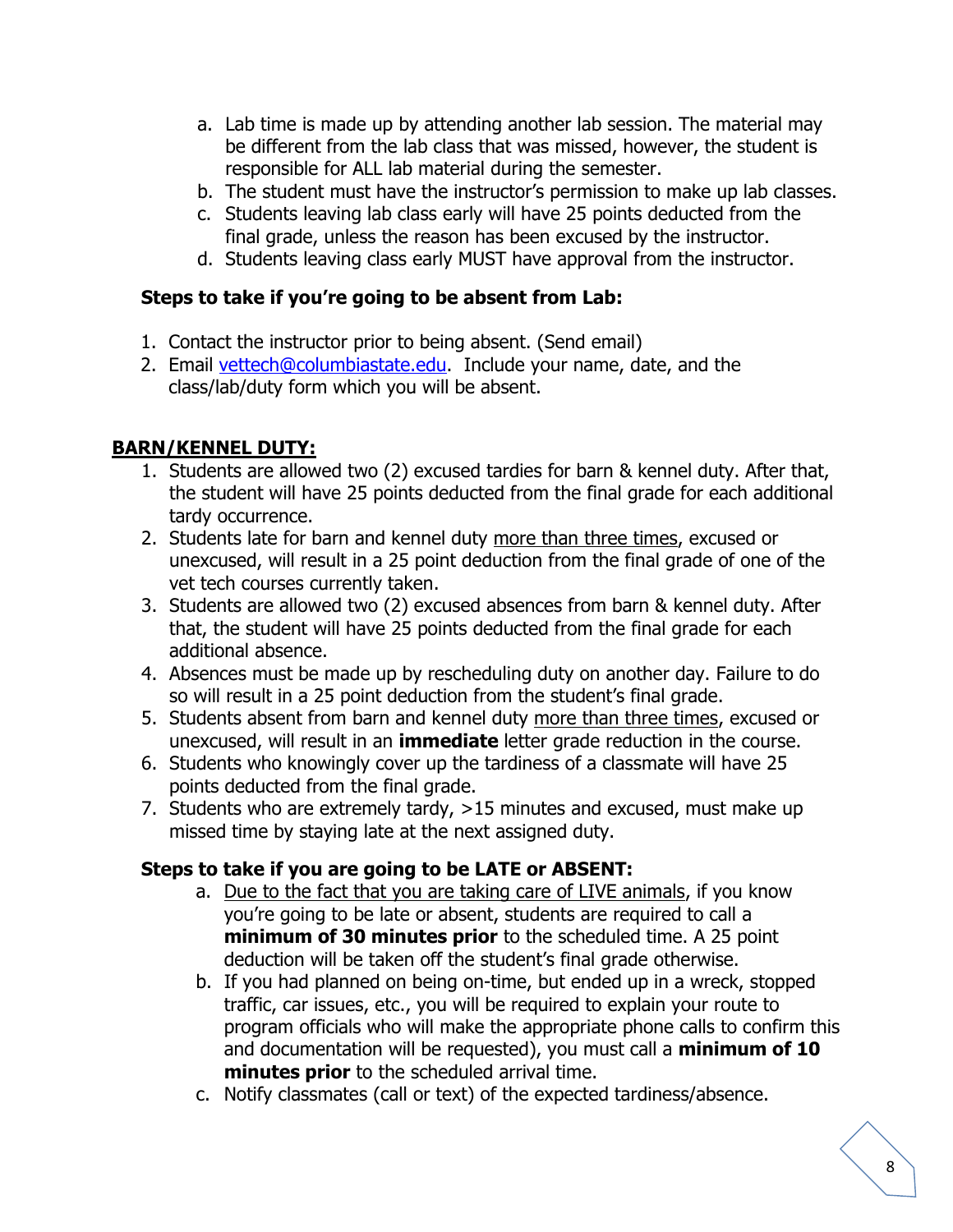a. Lab time is made up by attending another lab session. The material may be different from the lab class that was missed, however, the student is responsible for ALL lab material during the semester.
b. The student must have the instructor's permission to make up lab classes.
c. Students leaving lab class early will have 25 points deducted from the final grade, unless the reason has been excused by the instructor.
d. Students leaving class early MUST have approval from the instructor.

**Steps to take if you're going to be absent from Lab:**

1. Contact the instructor prior to being absent. (Send email)
2. Email vettech@columbiastate.edu. Include your name, date, and the class/lab/duty form which you will be absent.

## BARN/KENNEL DUTY:

1. Students are allowed two (2) excused tardies for barn & kennel duty. After that, the student will have 25 points deducted from the final grade for each additional tardy occurrence.
2. Students late for barn and kennel duty more than three times, excused or unexcused, will result in a 25 point deduction from the final grade of one of the vet tech courses currently taken.
3. Students are allowed two (2) excused absences from barn & kennel duty. After that, the student will have 25 points deducted from the final grade for each additional absence.
4. Absences must be made up by rescheduling duty on another day. Failure to do so will result in a 25 point deduction from the student's final grade.
5. Students absent from barn and kennel duty more than three times, excused or unexcused, will result in an **immediate** letter grade reduction in the course.
6. Students who knowingly cover up the tardiness of a classmate will have 25 points deducted from the final grade.
7. Students who are extremely tardy, >15 minutes and excused, must make up missed time by staying late at the next assigned duty.

**Steps to take if you are going to be LATE or ABSENT:**

a. Due to the fact that you are taking care of LIVE animals, if you know you're going to be late or absent, students are required to call a **minimum of 30 minutes prior** to the scheduled time. A 25 point deduction will be taken off the student's final grade otherwise.
b. If you had planned on being on-time, but ended up in a wreck, stopped traffic, car issues, etc., you will be required to explain your route to program officials who will make the appropriate phone calls to confirm this and documentation will be requested), you must call a **minimum of 10 minutes prior** to the scheduled arrival time.
c. Notify classmates (call or text) of the expected tardiness/absence.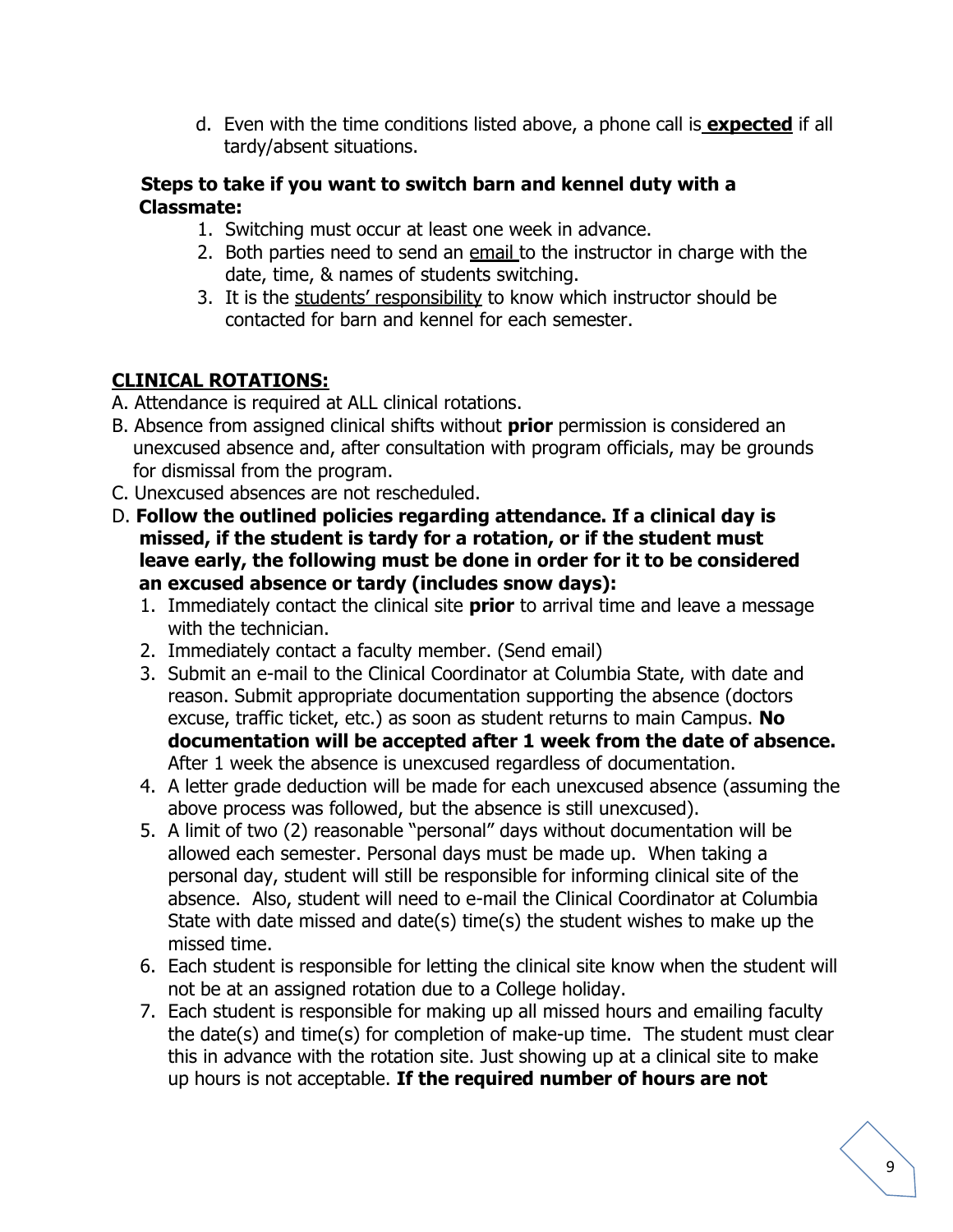d. Even with the time conditions listed above, a phone call is **expected** if all tardy/absent situations.

**Steps to take if you want to switch barn and kennel duty with a Classmate:**

1. Switching must occur at least one week in advance.
2. Both parties need to send an email to the instructor in charge with the date, time, & names of students switching.
3. It is the students' responsibility to know which instructor should be contacted for barn and kennel for each semester.

## CLINICAL ROTATIONS:

A. Attendance is required at ALL clinical rotations.

B. Absence from assigned clinical shifts without **prior** permission is considered an unexcused absence and, after consultation with program officials, may be grounds for dismissal from the program.

C. Unexcused absences are not rescheduled.

D. **Follow the outlined policies regarding attendance. If a clinical day is missed, if the student is tardy for a rotation, or if the student must leave early, the following must be done in order for it to be considered an excused absence or tardy (includes snow days):**

1. Immediately contact the clinical site **prior** to arrival time and leave a message with the technician.
2. Immediately contact a faculty member. (Send email)
3. Submit an e-mail to the Clinical Coordinator at Columbia State, with date and reason. Submit appropriate documentation supporting the absence (doctors excuse, traffic ticket, etc.) as soon as student returns to main Campus. **No documentation will be accepted after 1 week from the date of absence.** After 1 week the absence is unexcused regardless of documentation.
4. A letter grade deduction will be made for each unexcused absence (assuming the above process was followed, but the absence is still unexcused).
5. A limit of two (2) reasonable "personal" days without documentation will be allowed each semester. Personal days must be made up. When taking a personal day, student will still be responsible for informing clinical site of the absence. Also, student will need to e-mail the Clinical Coordinator at Columbia State with date missed and date(s) time(s) the student wishes to make up the missed time.
6. Each student is responsible for letting the clinical site know when the student will not be at an assigned rotation due to a College holiday.
7. Each student is responsible for making up all missed hours and emailing faculty the date(s) and time(s) for completion of make-up time. The student must clear this in advance with the rotation site. Just showing up at a clinical site to make up hours is not acceptable. **If the required number of hours are not**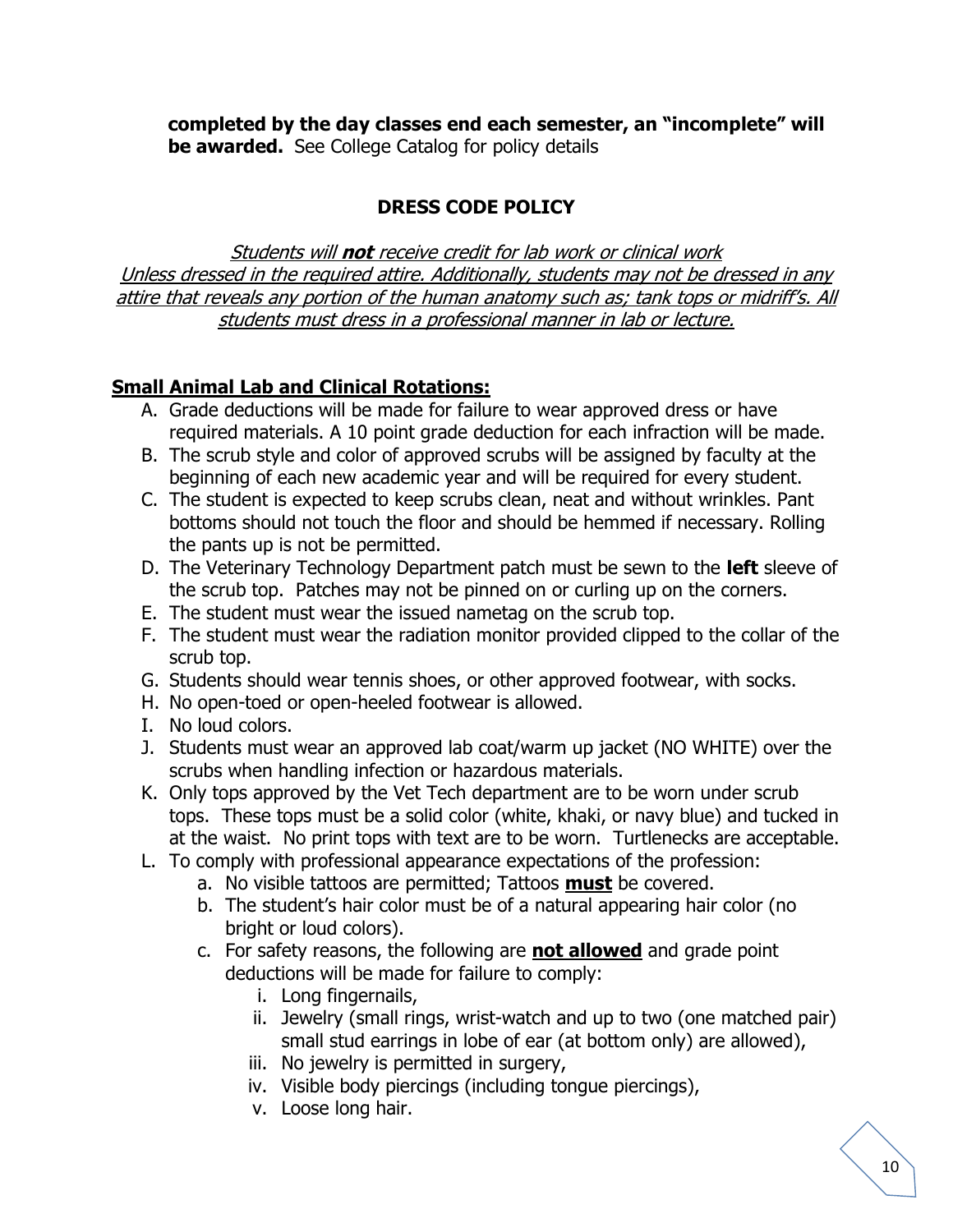**completed by the day classes end each semester, an "incomplete" will be awarded.** See College Catalog for policy details

## DRESS CODE POLICY

*Students will **not** receive credit for lab work or clinical work Unless dressed in the required attire. Additionally, students may not be dressed in any attire that reveals any portion of the human anatomy such as; tank tops or midriff's. All students must dress in a professional manner in lab or lecture.*

### Small Animal Lab and Clinical Rotations:

A. Grade deductions will be made for failure to wear approved dress or have required materials. A 10 point grade deduction for each infraction will be made.
B. The scrub style and color of approved scrubs will be assigned by faculty at the beginning of each new academic year and will be required for every student.
C. The student is expected to keep scrubs clean, neat and without wrinkles. Pant bottoms should not touch the floor and should be hemmed if necessary. Rolling the pants up is not be permitted.
D. The Veterinary Technology Department patch must be sewn to the **left** sleeve of the scrub top. Patches may not be pinned on or curling up on the corners.
E. The student must wear the issued nametag on the scrub top.
F. The student must wear the radiation monitor provided clipped to the collar of the scrub top.
G. Students should wear tennis shoes, or other approved footwear, with socks.
H. No open-toed or open-heeled footwear is allowed.
I. No loud colors.
J. Students must wear an approved lab coat/warm up jacket (NO WHITE) over the scrubs when handling infection or hazardous materials.
K. Only tops approved by the Vet Tech department are to be worn under scrub tops. These tops must be a solid color (white, khaki, or navy blue) and tucked in at the waist. No print tops with text are to be worn. Turtlenecks are acceptable.
L. To comply with professional appearance expectations of the profession:
    a. No visible tattoos are permitted; Tattoos **must** be covered.
    b. The student's hair color must be of a natural appearing hair color (no bright or loud colors).
    c. For safety reasons, the following are **not allowed** and grade point deductions will be made for failure to comply:
        i. Long fingernails,
        ii. Jewelry (small rings, wrist-watch and up to two (one matched pair) small stud earrings in lobe of ear (at bottom only) are allowed),
        iii. No jewelry is permitted in surgery,
        iv. Visible body piercings (including tongue piercings),
        v. Loose long hair.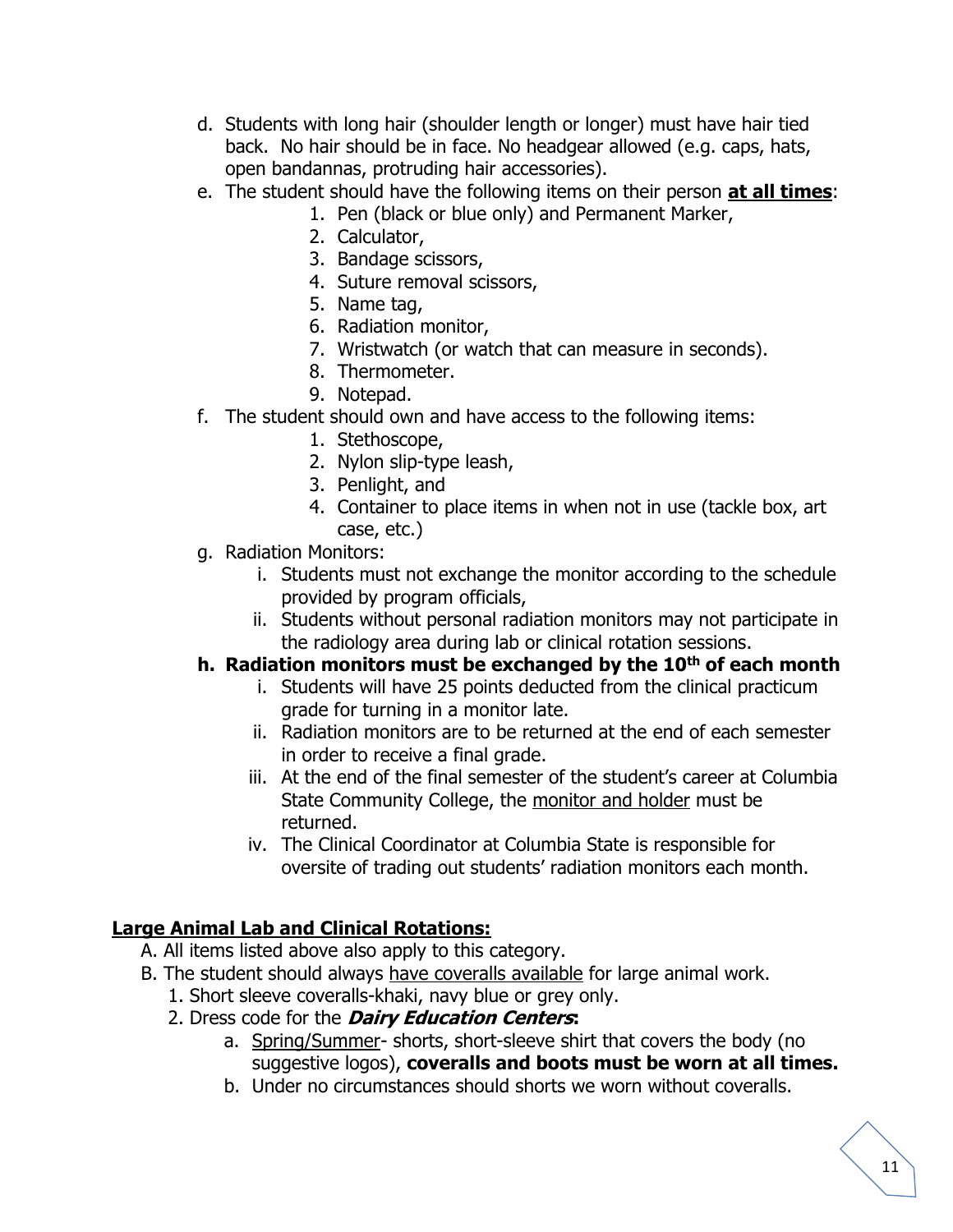d. Students with long hair (shoulder length or longer) must have hair tied back. No hair should be in face. No headgear allowed (e.g. caps, hats, open bandannas, protruding hair accessories).

e. The student should have the following items on their person **<u>at all times</u>**:
   1. Pen (black or blue only) and Permanent Marker,
   2. Calculator,
   3. Bandage scissors,
   4. Suture removal scissors,
   5. Name tag,
   6. Radiation monitor,
   7. Wristwatch (or watch that can measure in seconds).
   8. Thermometer.
   9. Notepad.

f. The student should own and have access to the following items:
   1. Stethoscope,
   2. Nylon slip-type leash,
   3. Penlight, and
   4. Container to place items in when not in use (tackle box, art case, etc.)

g. Radiation Monitors:
   i. Students must not exchange the monitor according to the schedule provided by program officials,
   ii. Students without personal radiation monitors may not participate in the radiology area during lab or clinical rotation sessions.

**h. Radiation monitors must be exchanged by the 10th of each month**
   i. Students will have 25 points deducted from the clinical practicum grade for turning in a monitor late.
   ii. Radiation monitors are to be returned at the end of each semester in order to receive a final grade.
   iii. At the end of the final semester of the student's career at Columbia State Community College, the <u>monitor and holder</u> must be returned.
   iv. The Clinical Coordinator at Columbia State is responsible for oversite of trading out students' radiation monitors each month.

**<u>Large Animal Lab and Clinical Rotations:</u>**

A. All items listed above also apply to this category.

B. The student should always <u>have coveralls available</u> for large animal work.
   1. Short sleeve coveralls-khaki, navy blue or grey only.
   2. Dress code for the ***Dairy Education Centers*:**
      a. <u>Spring/Summer</u>- shorts, short-sleeve shirt that covers the body (no suggestive logos), **coveralls and boots must be worn at all times.**
      b. Under no circumstances should shorts we worn without coveralls.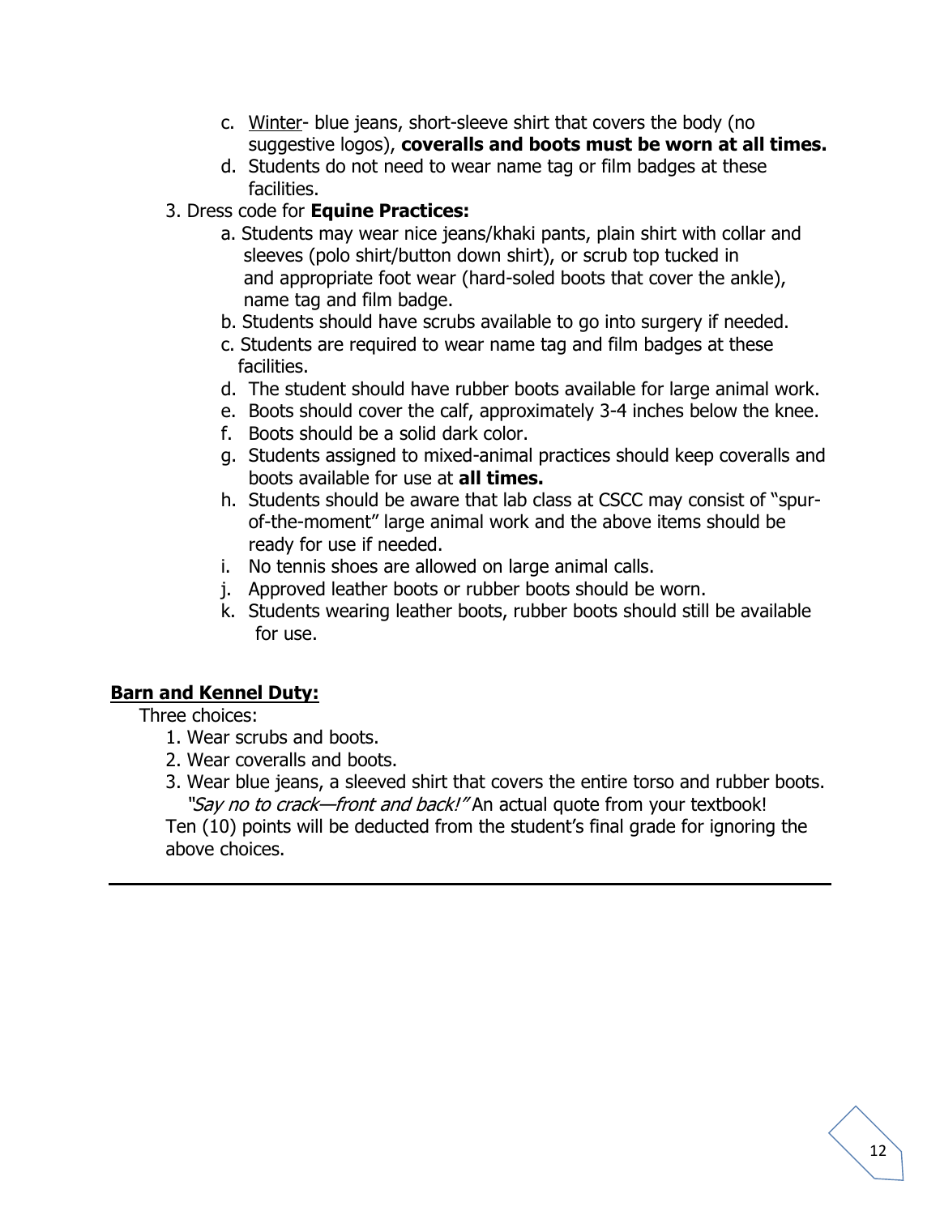c. Winter- blue jeans, short-sleeve shirt that covers the body (no suggestive logos), **coveralls and boots must be worn at all times.**
d. Students do not need to wear name tag or film badges at these facilities.

3. Dress code for **Equine Practices:**
   a. Students may wear nice jeans/khaki pants, plain shirt with collar and sleeves (polo shirt/button down shirt), or scrub top tucked in and appropriate foot wear (hard-soled boots that cover the ankle), name tag and film badge.
   b. Students should have scrubs available to go into surgery if needed.
   c. Students are required to wear name tag and film badges at these facilities.
   d. The student should have rubber boots available for large animal work.
   e. Boots should cover the calf, approximately 3-4 inches below the knee.
   f. Boots should be a solid dark color.
   g. Students assigned to mixed-animal practices should keep coveralls and boots available for use at **all times.**
   h. Students should be aware that lab class at CSCC may consist of "spur-of-the-moment" large animal work and the above items should be ready for use if needed.
   i. No tennis shoes are allowed on large animal calls.
   j. Approved leather boots or rubber boots should be worn.
   k. Students wearing leather boots, rubber boots should still be available for use.

## Barn and Kennel Duty:

Three choices:

1. Wear scrubs and boots.
2. Wear coveralls and boots.
3. Wear blue jeans, a sleeved shirt that covers the entire torso and rubber boots. *"Say no to crack—front and back!"* An actual quote from your textbook!

Ten (10) points will be deducted from the student's final grade for ignoring the above choices.

---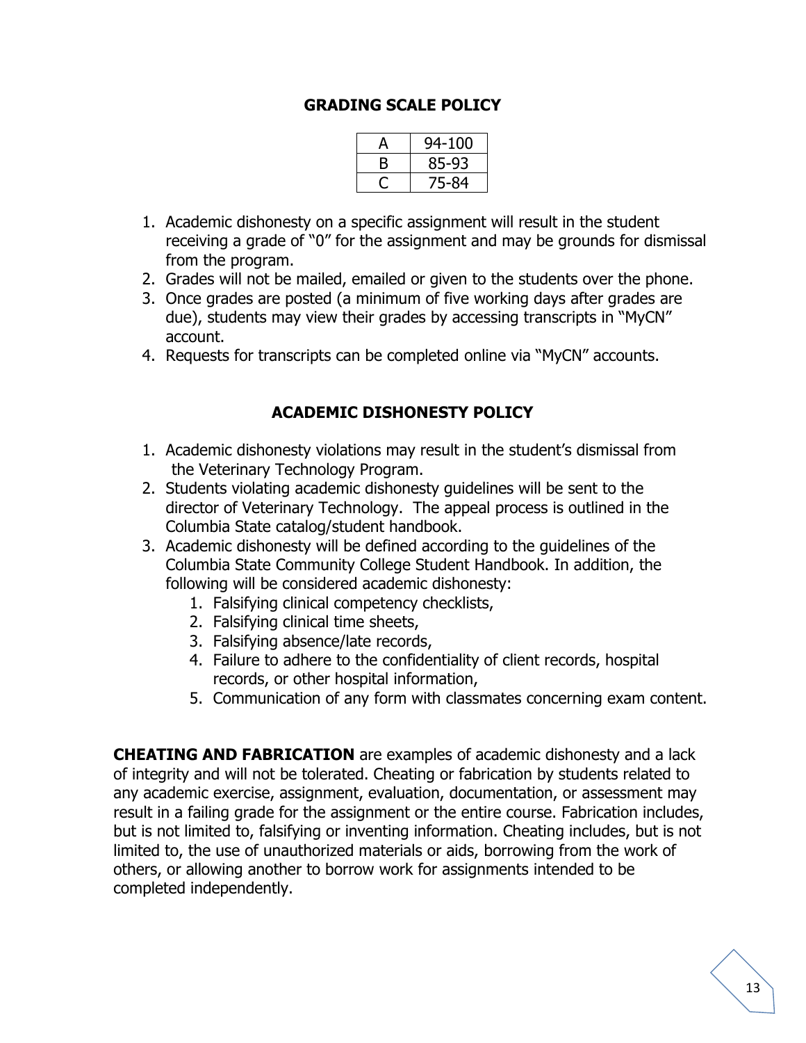## GRADING SCALE POLICY

| | |
|---|---|
| A | 94-100 |
| B | 85-93 |
| C | 75-84 |

1. Academic dishonesty on a specific assignment will result in the student receiving a grade of "0" for the assignment and may be grounds for dismissal from the program.
2. Grades will not be mailed, emailed or given to the students over the phone.
3. Once grades are posted (a minimum of five working days after grades are due), students may view their grades by accessing transcripts in "MyCN" account.
4. Requests for transcripts can be completed online via "MyCN" accounts.

## ACADEMIC DISHONESTY POLICY

1. Academic dishonesty violations may result in the student's dismissal from the Veterinary Technology Program.
2. Students violating academic dishonesty guidelines will be sent to the director of Veterinary Technology. The appeal process is outlined in the Columbia State catalog/student handbook.
3. Academic dishonesty will be defined according to the guidelines of the Columbia State Community College Student Handbook. In addition, the following will be considered academic dishonesty:
   1. Falsifying clinical competency checklists,
   2. Falsifying clinical time sheets,
   3. Falsifying absence/late records,
   4. Failure to adhere to the confidentiality of client records, hospital records, or other hospital information,
   5. Communication of any form with classmates concerning exam content.

**CHEATING AND FABRICATION** are examples of academic dishonesty and a lack of integrity and will not be tolerated. Cheating or fabrication by students related to any academic exercise, assignment, evaluation, documentation, or assessment may result in a failing grade for the assignment or the entire course. Fabrication includes, but is not limited to, falsifying or inventing information. Cheating includes, but is not limited to, the use of unauthorized materials or aids, borrowing from the work of others, or allowing another to borrow work for assignments intended to be completed independently.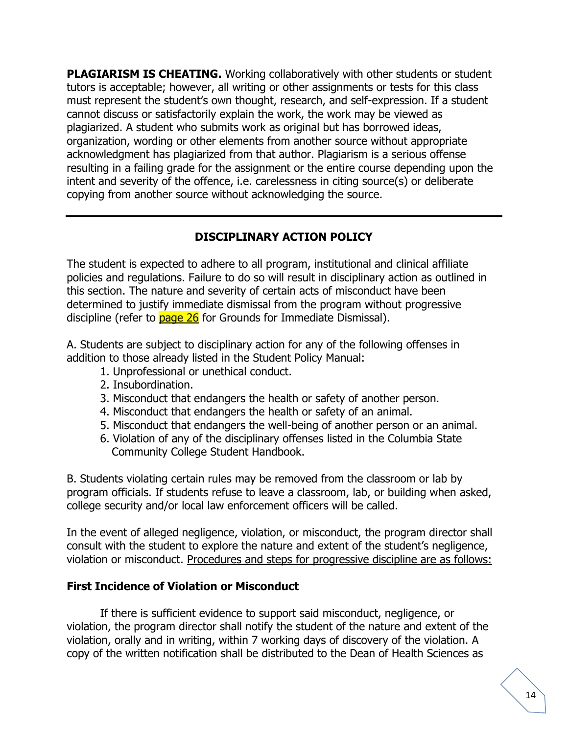**PLAGIARISM IS CHEATING.** Working collaboratively with other students or student tutors is acceptable; however, all writing or other assignments or tests for this class must represent the student's own thought, research, and self-expression. If a student cannot discuss or satisfactorily explain the work, the work may be viewed as plagiarized. A student who submits work as original but has borrowed ideas, organization, wording or other elements from another source without appropriate acknowledgment has plagiarized from that author. Plagiarism is a serious offense resulting in a failing grade for the assignment or the entire course depending upon the intent and severity of the offence, i.e. carelessness in citing source(s) or deliberate copying from another source without acknowledging the source.

---

## DISCIPLINARY ACTION POLICY

The student is expected to adhere to all program, institutional and clinical affiliate policies and regulations. Failure to do so will result in disciplinary action as outlined in this section. The nature and severity of certain acts of misconduct have been determined to justify immediate dismissal from the program without progressive discipline (refer to page 26 for Grounds for Immediate Dismissal).

A. Students are subject to disciplinary action for any of the following offenses in addition to those already listed in the Student Policy Manual:

1. Unprofessional or unethical conduct.
2. Insubordination.
3. Misconduct that endangers the health or safety of another person.
4. Misconduct that endangers the health or safety of an animal.
5. Misconduct that endangers the well-being of another person or an animal.
6. Violation of any of the disciplinary offenses listed in the Columbia State Community College Student Handbook.

B. Students violating certain rules may be removed from the classroom or lab by program officials. If students refuse to leave a classroom, lab, or building when asked, college security and/or local law enforcement officers will be called.

In the event of alleged negligence, violation, or misconduct, the program director shall consult with the student to explore the nature and extent of the student's negligence, violation or misconduct. <u>Procedures and steps for progressive discipline are as follows:</u>

### First Incidence of Violation or Misconduct

If there is sufficient evidence to support said misconduct, negligence, or violation, the program director shall notify the student of the nature and extent of the violation, orally and in writing, within 7 working days of discovery of the violation. A copy of the written notification shall be distributed to the Dean of Health Sciences as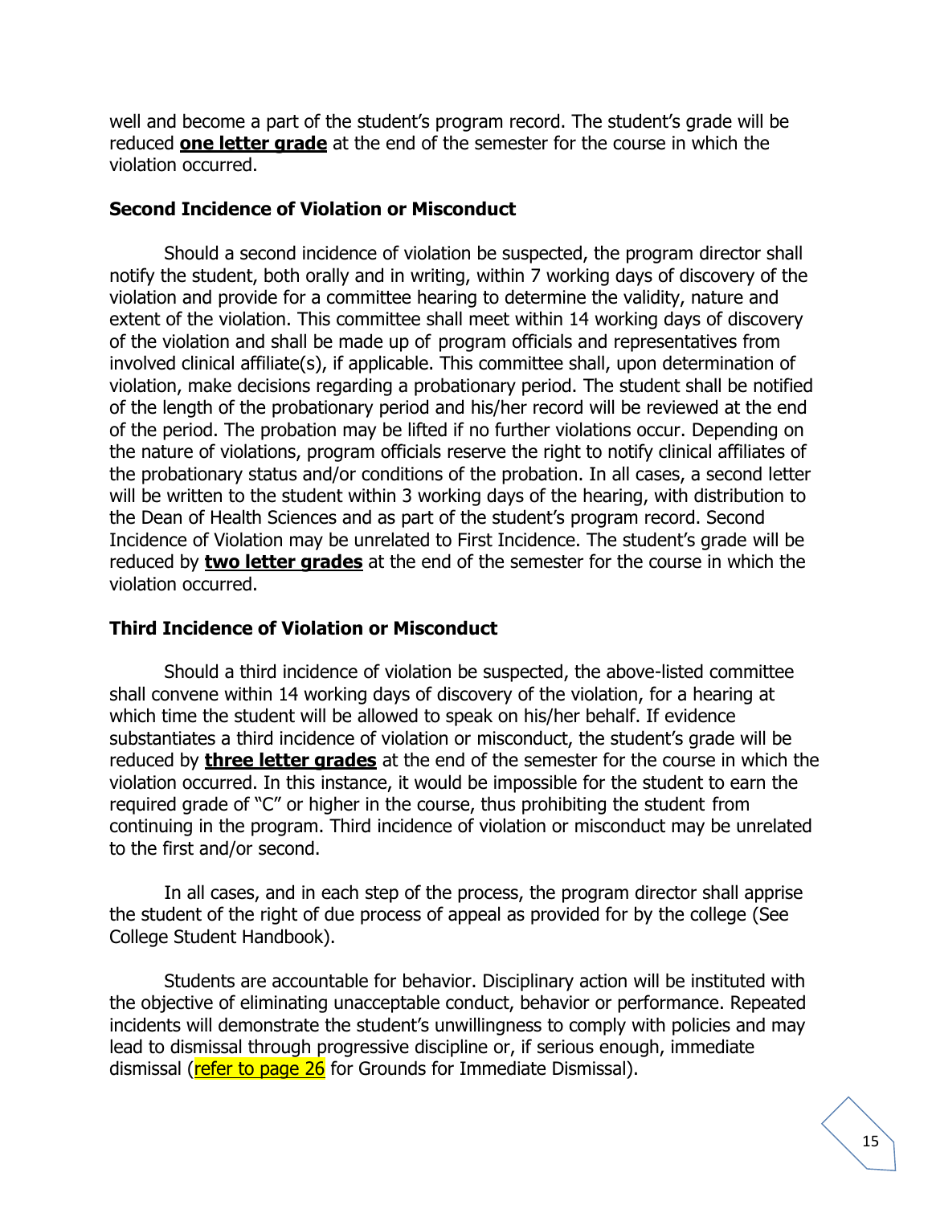well and become a part of the student's program record. The student's grade will be reduced **one letter grade** at the end of the semester for the course in which the violation occurred.

### Second Incidence of Violation or Misconduct

Should a second incidence of violation be suspected, the program director shall notify the student, both orally and in writing, within 7 working days of discovery of the violation and provide for a committee hearing to determine the validity, nature and extent of the violation. This committee shall meet within 14 working days of discovery of the violation and shall be made up of program officials and representatives from involved clinical affiliate(s), if applicable. This committee shall, upon determination of violation, make decisions regarding a probationary period. The student shall be notified of the length of the probationary period and his/her record will be reviewed at the end of the period. The probation may be lifted if no further violations occur. Depending on the nature of violations, program officials reserve the right to notify clinical affiliates of the probationary status and/or conditions of the probation. In all cases, a second letter will be written to the student within 3 working days of the hearing, with distribution to the Dean of Health Sciences and as part of the student's program record. Second Incidence of Violation may be unrelated to First Incidence. The student's grade will be reduced by **two letter grades** at the end of the semester for the course in which the violation occurred.

### Third Incidence of Violation or Misconduct

Should a third incidence of violation be suspected, the above-listed committee shall convene within 14 working days of discovery of the violation, for a hearing at which time the student will be allowed to speak on his/her behalf. If evidence substantiates a third incidence of violation or misconduct, the student's grade will be reduced by **three letter grades** at the end of the semester for the course in which the violation occurred. In this instance, it would be impossible for the student to earn the required grade of "C" or higher in the course, thus prohibiting the student from continuing in the program. Third incidence of violation or misconduct may be unrelated to the first and/or second.

In all cases, and in each step of the process, the program director shall apprise the student of the right of due process of appeal as provided for by the college (See College Student Handbook).

Students are accountable for behavior. Disciplinary action will be instituted with the objective of eliminating unacceptable conduct, behavior or performance. Repeated incidents will demonstrate the student's unwillingness to comply with policies and may lead to dismissal through progressive discipline or, if serious enough, immediate dismissal (refer to page 26 for Grounds for Immediate Dismissal).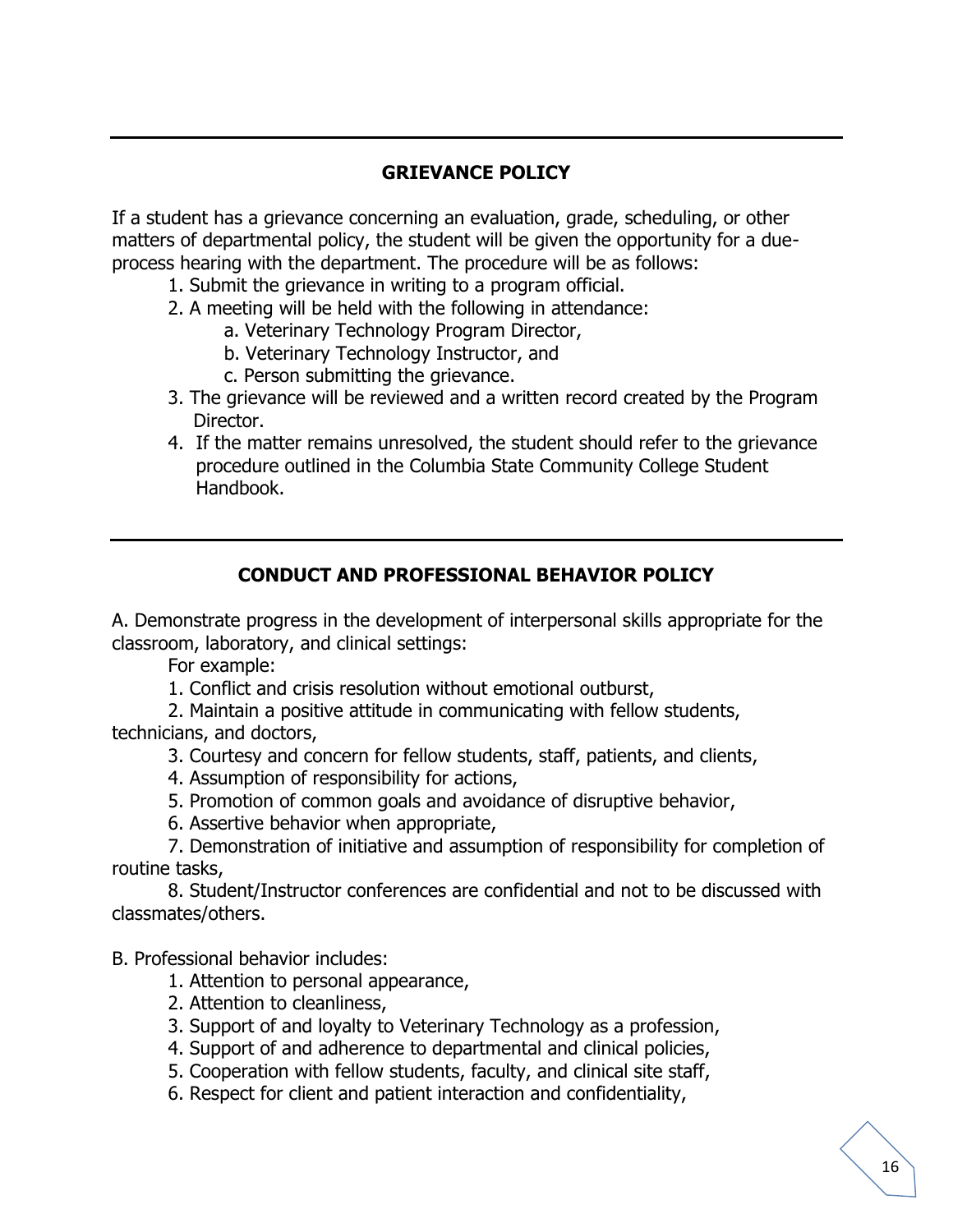## GRIEVANCE POLICY

If a student has a grievance concerning an evaluation, grade, scheduling, or other matters of departmental policy, the student will be given the opportunity for a due-process hearing with the department. The procedure will be as follows:

1. Submit the grievance in writing to a program official.
2. A meeting will be held with the following in attendance:
    a. Veterinary Technology Program Director,
    b. Veterinary Technology Instructor, and
    c. Person submitting the grievance.
3. The grievance will be reviewed and a written record created by the Program Director.
4. If the matter remains unresolved, the student should refer to the grievance procedure outlined in the Columbia State Community College Student Handbook.

## CONDUCT AND PROFESSIONAL BEHAVIOR POLICY

A. Demonstrate progress in the development of interpersonal skills appropriate for the classroom, laboratory, and clinical settings:

For example:

1. Conflict and crisis resolution without emotional outburst,
2. Maintain a positive attitude in communicating with fellow students, technicians, and doctors,
3. Courtesy and concern for fellow students, staff, patients, and clients,
4. Assumption of responsibility for actions,
5. Promotion of common goals and avoidance of disruptive behavior,
6. Assertive behavior when appropriate,
7. Demonstration of initiative and assumption of responsibility for completion of routine tasks,
8. Student/Instructor conferences are confidential and not to be discussed with classmates/others.

B. Professional behavior includes:

1. Attention to personal appearance,
2. Attention to cleanliness,
3. Support of and loyalty to Veterinary Technology as a profession,
4. Support of and adherence to departmental and clinical policies,
5. Cooperation with fellow students, faculty, and clinical site staff,
6. Respect for client and patient interaction and confidentiality,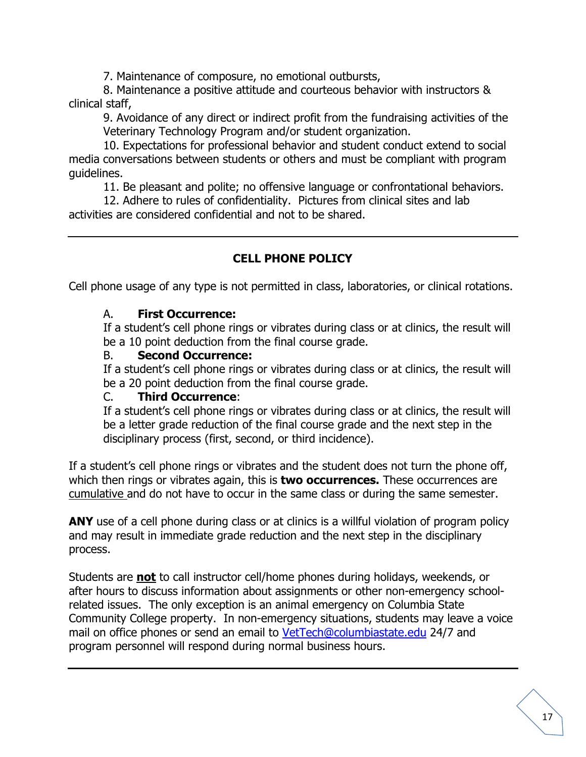7. Maintenance of composure, no emotional outbursts,

8. Maintenance a positive attitude and courteous behavior with instructors & clinical staff,

9. Avoidance of any direct or indirect profit from the fundraising activities of the Veterinary Technology Program and/or student organization.

10. Expectations for professional behavior and student conduct extend to social media conversations between students or others and must be compliant with program guidelines.

11. Be pleasant and polite; no offensive language or confrontational behaviors.

12. Adhere to rules of confidentiality. Pictures from clinical sites and lab activities are considered confidential and not to be shared.

---

## CELL PHONE POLICY

Cell phone usage of any type is not permitted in class, laboratories, or clinical rotations.

A. **First Occurrence:**
If a student's cell phone rings or vibrates during class or at clinics, the result will be a 10 point deduction from the final course grade.

B. **Second Occurrence:**
If a student's cell phone rings or vibrates during class or at clinics, the result will be a 20 point deduction from the final course grade.

C. **Third Occurrence**:
If a student's cell phone rings or vibrates during class or at clinics, the result will be a letter grade reduction of the final course grade and the next step in the disciplinary process (first, second, or third incidence).

If a student's cell phone rings or vibrates and the student does not turn the phone off, which then rings or vibrates again, this is **two occurrences.** These occurrences are cumulative and do not have to occur in the same class or during the same semester.

**ANY** use of a cell phone during class or at clinics is a willful violation of program policy and may result in immediate grade reduction and the next step in the disciplinary process.

Students are **not** to call instructor cell/home phones during holidays, weekends, or after hours to discuss information about assignments or other non-emergency school-related issues. The only exception is an animal emergency on Columbia State Community College property. In non-emergency situations, students may leave a voice mail on office phones or send an email to VetTech@columbiastate.edu 24/7 and program personnel will respond during normal business hours.

---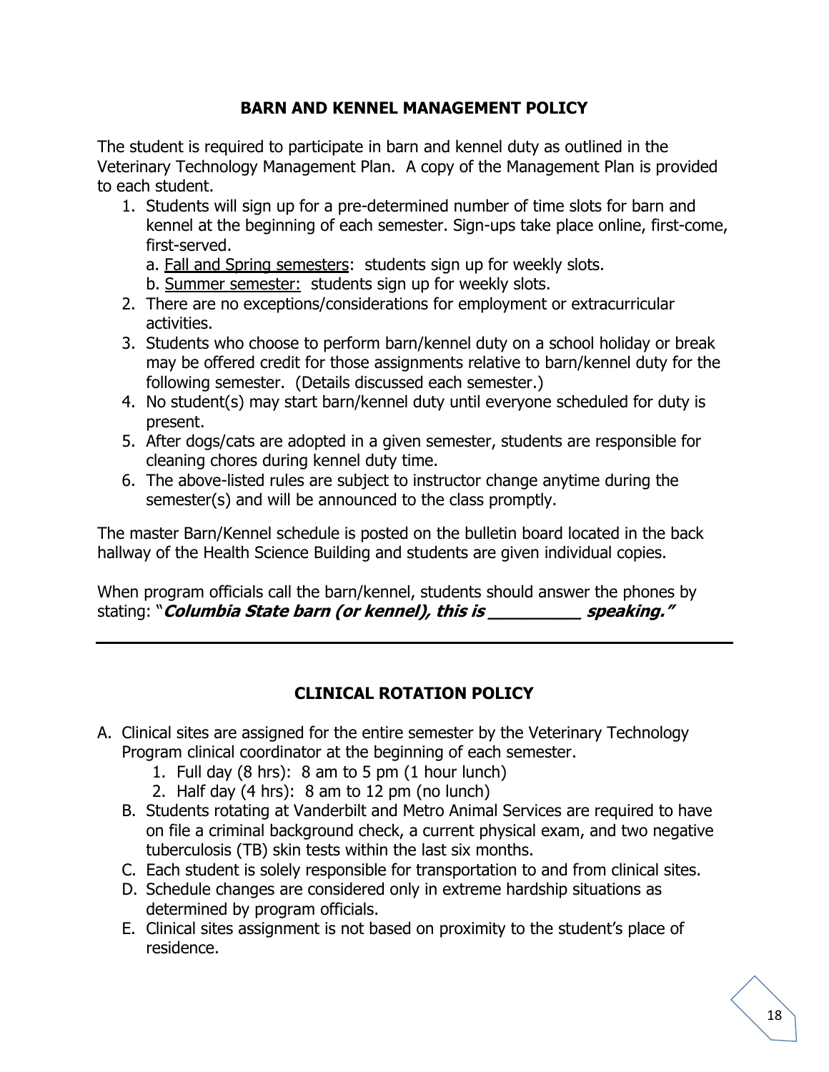## BARN AND KENNEL MANAGEMENT POLICY

The student is required to participate in barn and kennel duty as outlined in the Veterinary Technology Management Plan. A copy of the Management Plan is provided to each student.

1. Students will sign up for a pre-determined number of time slots for barn and kennel at the beginning of each semester. Sign-ups take place online, first-come, first-served.
   a. <u>Fall and Spring semesters</u>: students sign up for weekly slots.
   b. <u>Summer semester:</u> students sign up for weekly slots.
2. There are no exceptions/considerations for employment or extracurricular activities.
3. Students who choose to perform barn/kennel duty on a school holiday or break may be offered credit for those assignments relative to barn/kennel duty for the following semester. (Details discussed each semester.)
4. No student(s) may start barn/kennel duty until everyone scheduled for duty is present.
5. After dogs/cats are adopted in a given semester, students are responsible for cleaning chores during kennel duty time.
6. The above-listed rules are subject to instructor change anytime during the semester(s) and will be announced to the class promptly.

The master Barn/Kennel schedule is posted on the bulletin board located in the back hallway of the Health Science Building and students are given individual copies.

When program officials call the barn/kennel, students should answer the phones by stating: "***Columbia State barn (or kennel), this is __________ speaking."***

---

## CLINICAL ROTATION POLICY

A. Clinical sites are assigned for the entire semester by the Veterinary Technology Program clinical coordinator at the beginning of each semester.
   1. Full day (8 hrs): 8 am to 5 pm (1 hour lunch)
   2. Half day (4 hrs): 8 am to 12 pm (no lunch)

B. Students rotating at Vanderbilt and Metro Animal Services are required to have on file a criminal background check, a current physical exam, and two negative tuberculosis (TB) skin tests within the last six months.

C. Each student is solely responsible for transportation to and from clinical sites.

D. Schedule changes are considered only in extreme hardship situations as determined by program officials.

E. Clinical sites assignment is not based on proximity to the student's place of residence.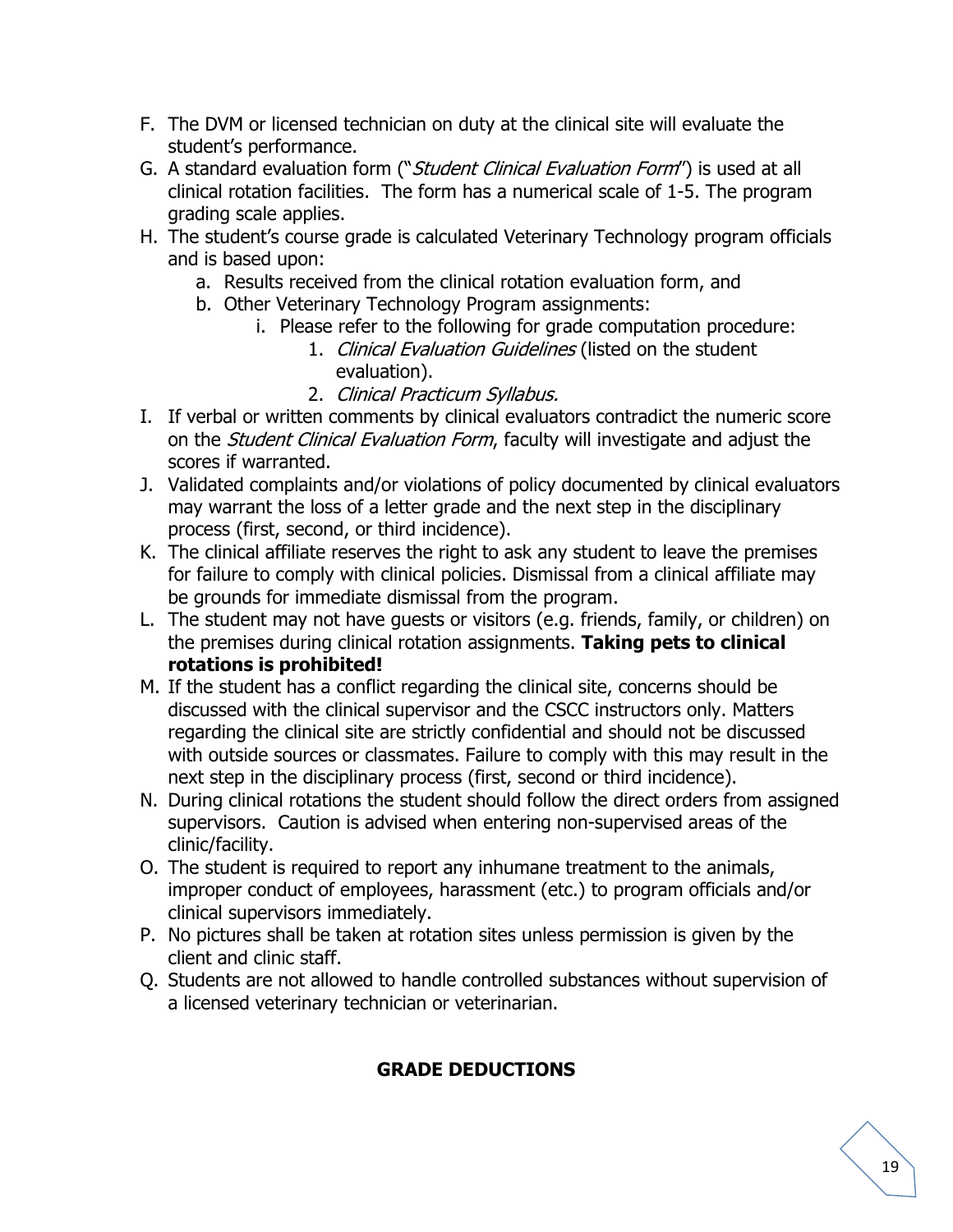F. The DVM or licensed technician on duty at the clinical site will evaluate the student's performance.

G. A standard evaluation form ("*Student Clinical Evaluation Form*") is used at all clinical rotation facilities. The form has a numerical scale of 1-5. The program grading scale applies.

H. The student's course grade is calculated Veterinary Technology program officials and is based upon:

   a. Results received from the clinical rotation evaluation form, and

   b. Other Veterinary Technology Program assignments:

      i. Please refer to the following for grade computation procedure:

         1. *Clinical Evaluation Guidelines* (listed on the student evaluation).

         2. *Clinical Practicum Syllabus.*

I. If verbal or written comments by clinical evaluators contradict the numeric score on the *Student Clinical Evaluation Form*, faculty will investigate and adjust the scores if warranted.

J. Validated complaints and/or violations of policy documented by clinical evaluators may warrant the loss of a letter grade and the next step in the disciplinary process (first, second, or third incidence).

K. The clinical affiliate reserves the right to ask any student to leave the premises for failure to comply with clinical policies. Dismissal from a clinical affiliate may be grounds for immediate dismissal from the program.

L. The student may not have guests or visitors (e.g. friends, family, or children) on the premises during clinical rotation assignments. **Taking pets to clinical rotations is prohibited!**

M. If the student has a conflict regarding the clinical site, concerns should be discussed with the clinical supervisor and the CSCC instructors only. Matters regarding the clinical site are strictly confidential and should not be discussed with outside sources or classmates. Failure to comply with this may result in the next step in the disciplinary process (first, second or third incidence).

N. During clinical rotations the student should follow the direct orders from assigned supervisors. Caution is advised when entering non-supervised areas of the clinic/facility.

O. The student is required to report any inhumane treatment to the animals, improper conduct of employees, harassment (etc.) to program officials and/or clinical supervisors immediately.

P. No pictures shall be taken at rotation sites unless permission is given by the client and clinic staff.

Q. Students are not allowed to handle controlled substances without supervision of a licensed veterinary technician or veterinarian.

## GRADE DEDUCTIONS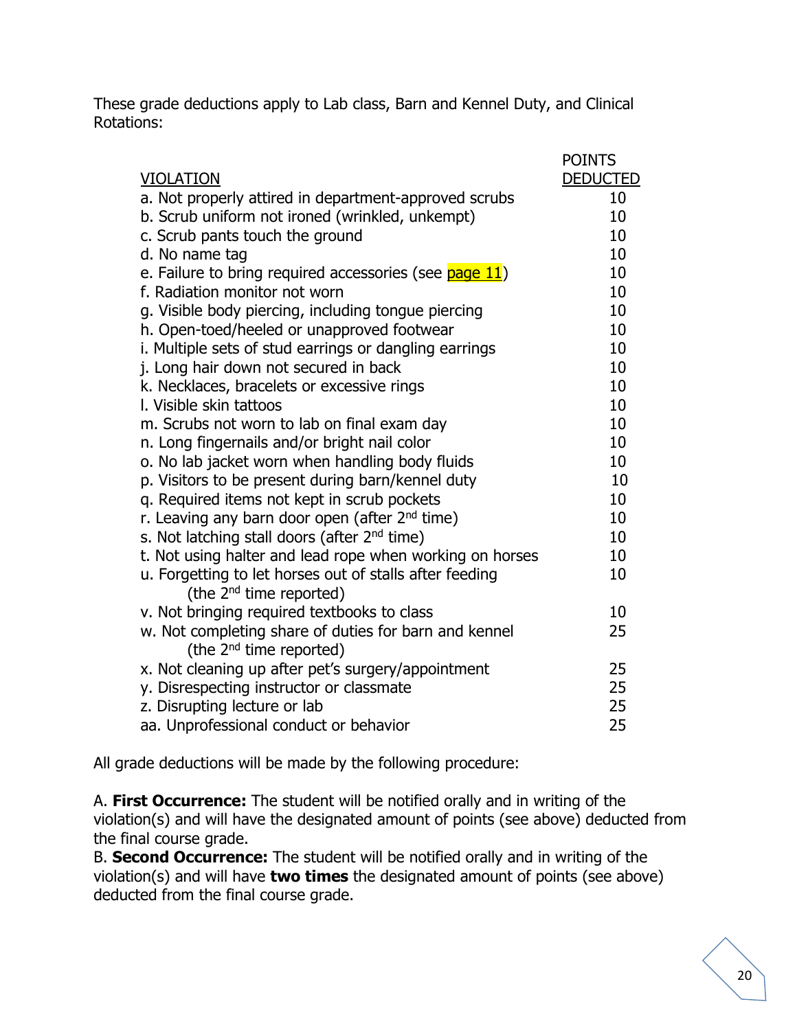These grade deductions apply to Lab class, Barn and Kennel Duty, and Clinical Rotations:

| VIOLATION | POINTS DEDUCTED |
|---|---|
| a. Not properly attired in department-approved scrubs | 10 |
| b. Scrub uniform not ironed (wrinkled, unkempt) | 10 |
| c. Scrub pants touch the ground | 10 |
| d. No name tag | 10 |
| e. Failure to bring required accessories (see page 11) | 10 |
| f. Radiation monitor not worn | 10 |
| g. Visible body piercing, including tongue piercing | 10 |
| h. Open-toed/heeled or unapproved footwear | 10 |
| i. Multiple sets of stud earrings or dangling earrings | 10 |
| j. Long hair down not secured in back | 10 |
| k. Necklaces, bracelets or excessive rings | 10 |
| l. Visible skin tattoos | 10 |
| m. Scrubs not worn to lab on final exam day | 10 |
| n. Long fingernails and/or bright nail color | 10 |
| o. No lab jacket worn when handling body fluids | 10 |
| p. Visitors to be present during barn/kennel duty | 10 |
| q. Required items not kept in scrub pockets | 10 |
| r. Leaving any barn door open (after 2nd time) | 10 |
| s. Not latching stall doors (after 2nd time) | 10 |
| t. Not using halter and lead rope when working on horses | 10 |
| u. Forgetting to let horses out of stalls after feeding (the 2nd time reported) | 10 |
| v. Not bringing required textbooks to class | 10 |
| w. Not completing share of duties for barn and kennel (the 2nd time reported) | 25 |
| x. Not cleaning up after pet's surgery/appointment | 25 |
| y. Disrespecting instructor or classmate | 25 |
| z. Disrupting lecture or lab | 25 |
| aa. Unprofessional conduct or behavior | 25 |

All grade deductions will be made by the following procedure:

A. **First Occurrence:** The student will be notified orally and in writing of the violation(s) and will have the designated amount of points (see above) deducted from the final course grade.

B. **Second Occurrence:** The student will be notified orally and in writing of the violation(s) and will have **two times** the designated amount of points (see above) deducted from the final course grade.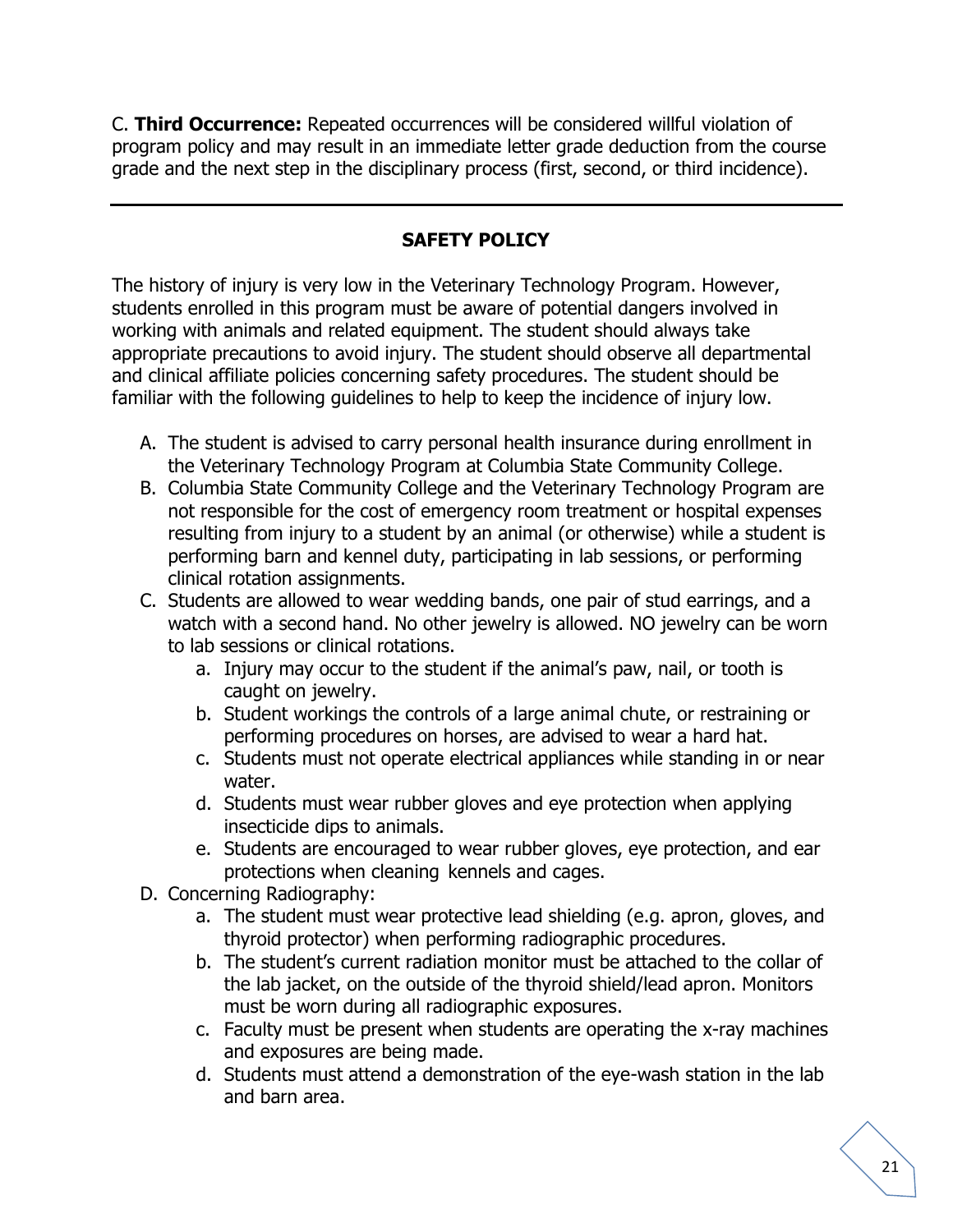C. **Third Occurrence:** Repeated occurrences will be considered willful violation of program policy and may result in an immediate letter grade deduction from the course grade and the next step in the disciplinary process (first, second, or third incidence).

---

## SAFETY POLICY

The history of injury is very low in the Veterinary Technology Program. However, students enrolled in this program must be aware of potential dangers involved in working with animals and related equipment. The student should always take appropriate precautions to avoid injury. The student should observe all departmental and clinical affiliate policies concerning safety procedures. The student should be familiar with the following guidelines to help to keep the incidence of injury low.

A. The student is advised to carry personal health insurance during enrollment in the Veterinary Technology Program at Columbia State Community College.
B. Columbia State Community College and the Veterinary Technology Program are not responsible for the cost of emergency room treatment or hospital expenses resulting from injury to a student by an animal (or otherwise) while a student is performing barn and kennel duty, participating in lab sessions, or performing clinical rotation assignments.
C. Students are allowed to wear wedding bands, one pair of stud earrings, and a watch with a second hand. No other jewelry is allowed. NO jewelry can be worn to lab sessions or clinical rotations.
   a. Injury may occur to the student if the animal's paw, nail, or tooth is caught on jewelry.
   b. Student workings the controls of a large animal chute, or restraining or performing procedures on horses, are advised to wear a hard hat.
   c. Students must not operate electrical appliances while standing in or near water.
   d. Students must wear rubber gloves and eye protection when applying insecticide dips to animals.
   e. Students are encouraged to wear rubber gloves, eye protection, and ear protections when cleaning kennels and cages.
D. Concerning Radiography:
   a. The student must wear protective lead shielding (e.g. apron, gloves, and thyroid protector) when performing radiographic procedures.
   b. The student's current radiation monitor must be attached to the collar of the lab jacket, on the outside of the thyroid shield/lead apron. Monitors must be worn during all radiographic exposures.
   c. Faculty must be present when students are operating the x-ray machines and exposures are being made.
   d. Students must attend a demonstration of the eye-wash station in the lab and barn area.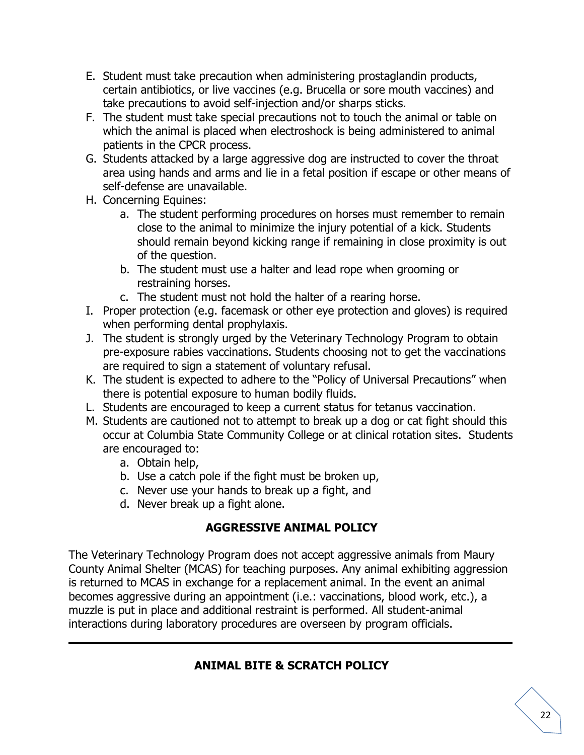E. Student must take precaution when administering prostaglandin products, certain antibiotics, or live vaccines (e.g. Brucella or sore mouth vaccines) and take precautions to avoid self-injection and/or sharps sticks.

F. The student must take special precautions not to touch the animal or table on which the animal is placed when electroshock is being administered to animal patients in the CPCR process.

G. Students attacked by a large aggressive dog are instructed to cover the throat area using hands and arms and lie in a fetal position if escape or other means of self-defense are unavailable.

H. Concerning Equines:
   a. The student performing procedures on horses must remember to remain close to the animal to minimize the injury potential of a kick. Students should remain beyond kicking range if remaining in close proximity is out of the question.
   b. The student must use a halter and lead rope when grooming or restraining horses.
   c. The student must not hold the halter of a rearing horse.

I. Proper protection (e.g. facemask or other eye protection and gloves) is required when performing dental prophylaxis.

J. The student is strongly urged by the Veterinary Technology Program to obtain pre-exposure rabies vaccinations. Students choosing not to get the vaccinations are required to sign a statement of voluntary refusal.

K. The student is expected to adhere to the "Policy of Universal Precautions" when there is potential exposure to human bodily fluids.

L. Students are encouraged to keep a current status for tetanus vaccination.

M. Students are cautioned not to attempt to break up a dog or cat fight should this occur at Columbia State Community College or at clinical rotation sites. Students are encouraged to:
   a. Obtain help,
   b. Use a catch pole if the fight must be broken up,
   c. Never use your hands to break up a fight, and
   d. Never break up a fight alone.

## AGGRESSIVE ANIMAL POLICY

The Veterinary Technology Program does not accept aggressive animals from Maury County Animal Shelter (MCAS) for teaching purposes. Any animal exhibiting aggression is returned to MCAS in exchange for a replacement animal. In the event an animal becomes aggressive during an appointment (i.e.: vaccinations, blood work, etc.), a muzzle is put in place and additional restraint is performed. All student-animal interactions during laboratory procedures are overseen by program officials.

---

## ANIMAL BITE & SCRATCH POLICY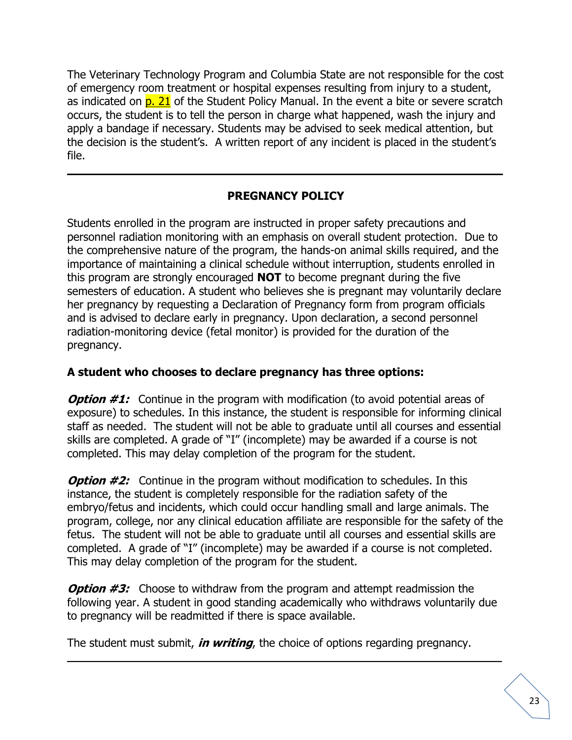The Veterinary Technology Program and Columbia State are not responsible for the cost of emergency room treatment or hospital expenses resulting from injury to a student, as indicated on p. 21 of the Student Policy Manual. In the event a bite or severe scratch occurs, the student is to tell the person in charge what happened, wash the injury and apply a bandage if necessary. Students may be advised to seek medical attention, but the decision is the student's. A written report of any incident is placed in the student's file.

---

## PREGNANCY POLICY

Students enrolled in the program are instructed in proper safety precautions and personnel radiation monitoring with an emphasis on overall student protection. Due to the comprehensive nature of the program, the hands-on animal skills required, and the importance of maintaining a clinical schedule without interruption, students enrolled in this program are strongly encouraged **NOT** to become pregnant during the five semesters of education. A student who believes she is pregnant may voluntarily declare her pregnancy by requesting a Declaration of Pregnancy form from program officials and is advised to declare early in pregnancy. Upon declaration, a second personnel radiation-monitoring device (fetal monitor) is provided for the duration of the pregnancy.

**A student who chooses to declare pregnancy has three options:**

***Option #1:*** Continue in the program with modification (to avoid potential areas of exposure) to schedules. In this instance, the student is responsible for informing clinical staff as needed. The student will not be able to graduate until all courses and essential skills are completed. A grade of "I" (incomplete) may be awarded if a course is not completed. This may delay completion of the program for the student.

***Option #2:*** Continue in the program without modification to schedules. In this instance, the student is completely responsible for the radiation safety of the embryo/fetus and incidents, which could occur handling small and large animals. The program, college, nor any clinical education affiliate are responsible for the safety of the fetus. The student will not be able to graduate until all courses and essential skills are completed. A grade of "I" (incomplete) may be awarded if a course is not completed. This may delay completion of the program for the student.

***Option #3:*** Choose to withdraw from the program and attempt readmission the following year. A student in good standing academically who withdraws voluntarily due to pregnancy will be readmitted if there is space available.

The student must submit, ***in writing***, the choice of options regarding pregnancy.

---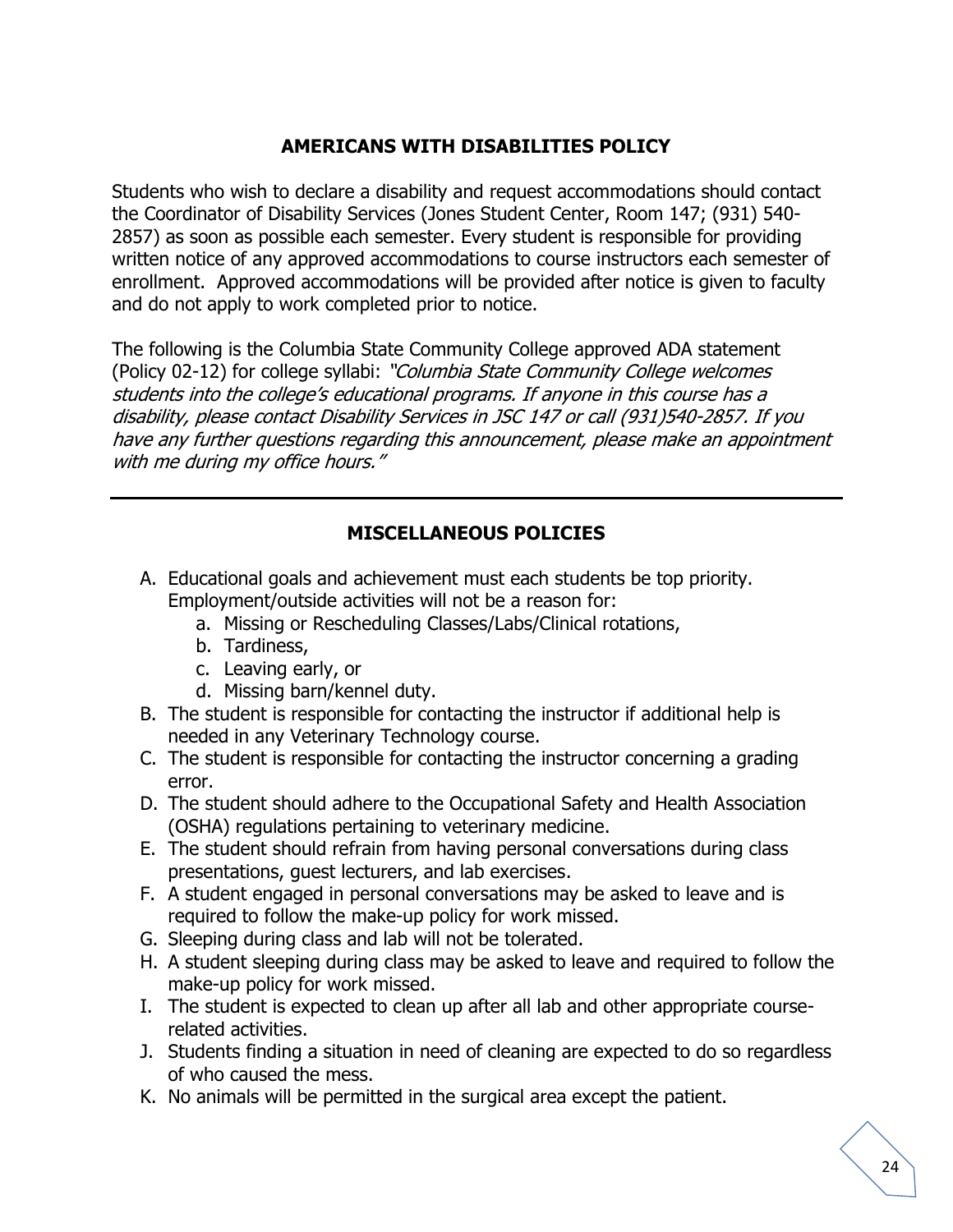## AMERICANS WITH DISABILITIES POLICY

Students who wish to declare a disability and request accommodations should contact the Coordinator of Disability Services (Jones Student Center, Room 147; (931) 540-2857) as soon as possible each semester. Every student is responsible for providing written notice of any approved accommodations to course instructors each semester of enrollment. Approved accommodations will be provided after notice is given to faculty and do not apply to work completed prior to notice.

The following is the Columbia State Community College approved ADA statement (Policy 02-12) for college syllabi: *"Columbia State Community College welcomes students into the college's educational programs. If anyone in this course has a disability, please contact Disability Services in JSC 147 or call (931)540-2857. If you have any further questions regarding this announcement, please make an appointment with me during my office hours."*

---

## MISCELLANEOUS POLICIES

A. Educational goals and achievement must each students be top priority. Employment/outside activities will not be a reason for:
    a. Missing or Rescheduling Classes/Labs/Clinical rotations,
    b. Tardiness,
    c. Leaving early, or
    d. Missing barn/kennel duty.
B. The student is responsible for contacting the instructor if additional help is needed in any Veterinary Technology course.
C. The student is responsible for contacting the instructor concerning a grading error.
D. The student should adhere to the Occupational Safety and Health Association (OSHA) regulations pertaining to veterinary medicine.
E. The student should refrain from having personal conversations during class presentations, guest lecturers, and lab exercises.
F. A student engaged in personal conversations may be asked to leave and is required to follow the make-up policy for work missed.
G. Sleeping during class and lab will not be tolerated.
H. A student sleeping during class may be asked to leave and required to follow the make-up policy for work missed.
I. The student is expected to clean up after all lab and other appropriate course-related activities.
J. Students finding a situation in need of cleaning are expected to do so regardless of who caused the mess.
K. No animals will be permitted in the surgical area except the patient.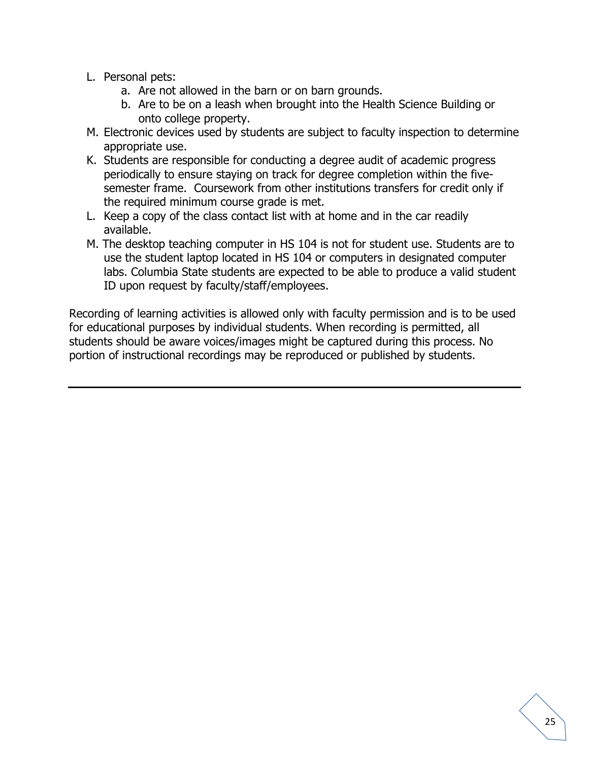L. Personal pets:
   a. Are not allowed in the barn or on barn grounds.
   b. Are to be on a leash when brought into the Health Science Building or onto college property.

M. Electronic devices used by students are subject to faculty inspection to determine appropriate use.

K. Students are responsible for conducting a degree audit of academic progress periodically to ensure staying on track for degree completion within the five-semester frame. Coursework from other institutions transfers for credit only if the required minimum course grade is met.

L. Keep a copy of the class contact list with at home and in the car readily available.

M. The desktop teaching computer in HS 104 is not for student use. Students are to use the student laptop located in HS 104 or computers in designated computer labs. Columbia State students are expected to be able to produce a valid student ID upon request by faculty/staff/employees.

Recording of learning activities is allowed only with faculty permission and is to be used for educational purposes by individual students. When recording is permitted, all students should be aware voices/images might be captured during this process. No portion of instructional recordings may be reproduced or published by students.

---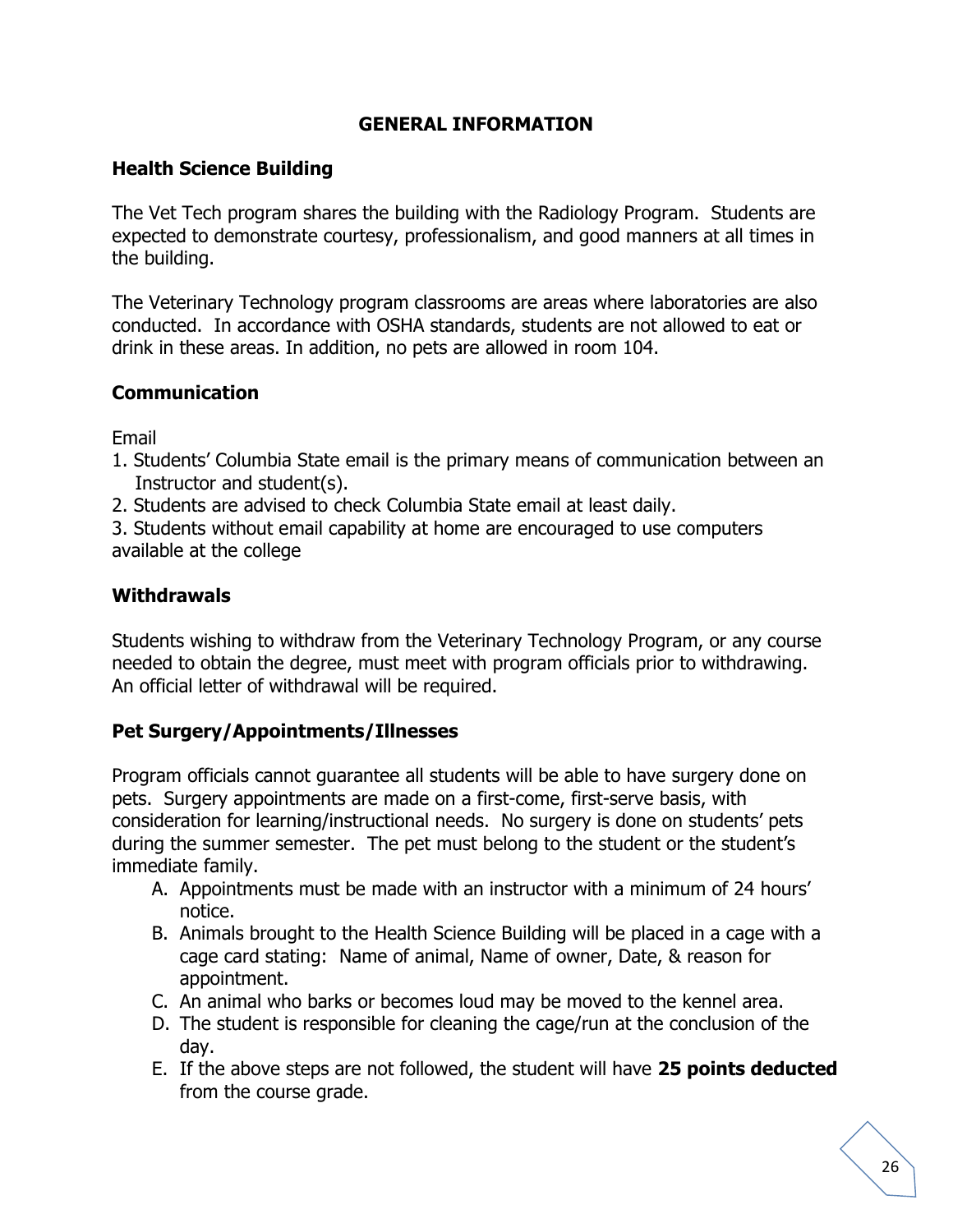# GENERAL INFORMATION

## Health Science Building

The Vet Tech program shares the building with the Radiology Program. Students are expected to demonstrate courtesy, professionalism, and good manners at all times in the building.

The Veterinary Technology program classrooms are areas where laboratories are also conducted. In accordance with OSHA standards, students are not allowed to eat or drink in these areas. In addition, no pets are allowed in room 104.

## Communication

Email

1. Students' Columbia State email is the primary means of communication between an Instructor and student(s).
2. Students are advised to check Columbia State email at least daily.
3. Students without email capability at home are encouraged to use computers available at the college

## Withdrawals

Students wishing to withdraw from the Veterinary Technology Program, or any course needed to obtain the degree, must meet with program officials prior to withdrawing. An official letter of withdrawal will be required.

## Pet Surgery/Appointments/Illnesses

Program officials cannot guarantee all students will be able to have surgery done on pets. Surgery appointments are made on a first-come, first-serve basis, with consideration for learning/instructional needs. No surgery is done on students' pets during the summer semester. The pet must belong to the student or the student's immediate family.

A. Appointments must be made with an instructor with a minimum of 24 hours' notice.
B. Animals brought to the Health Science Building will be placed in a cage with a cage card stating: Name of animal, Name of owner, Date, & reason for appointment.
C. An animal who barks or becomes loud may be moved to the kennel area.
D. The student is responsible for cleaning the cage/run at the conclusion of the day.
E. If the above steps are not followed, the student will have **25 points deducted** from the course grade.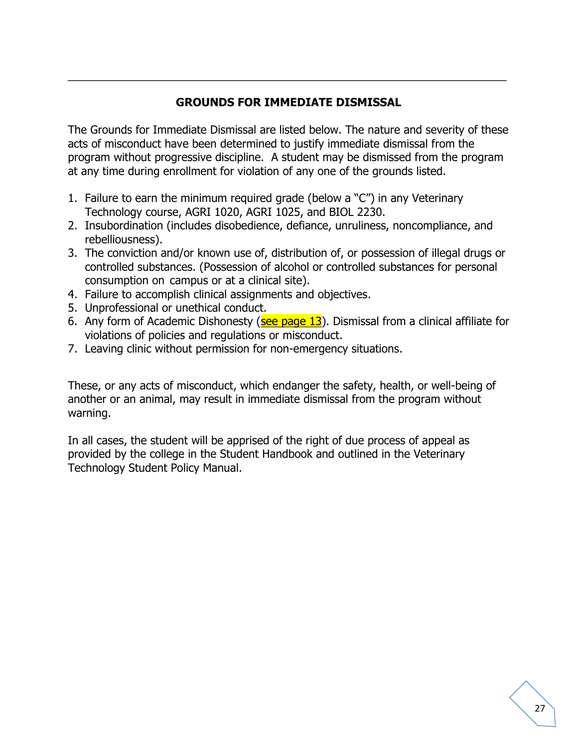## GROUNDS FOR IMMEDIATE DISMISSAL

The Grounds for Immediate Dismissal are listed below. The nature and severity of these acts of misconduct have been determined to justify immediate dismissal from the program without progressive discipline. A student may be dismissed from the program at any time during enrollment for violation of any one of the grounds listed.

1. Failure to earn the minimum required grade (below a "C") in any Veterinary Technology course, AGRI 1020, AGRI 1025, and BIOL 2230.
2. Insubordination (includes disobedience, defiance, unruliness, noncompliance, and rebelliousness).
3. The conviction and/or known use of, distribution of, or possession of illegal drugs or controlled substances. (Possession of alcohol or controlled substances for personal consumption on campus or at a clinical site).
4. Failure to accomplish clinical assignments and objectives.
5. Unprofessional or unethical conduct.
6. Any form of Academic Dishonesty (see page 13). Dismissal from a clinical affiliate for violations of policies and regulations or misconduct.
7. Leaving clinic without permission for non-emergency situations.

These, or any acts of misconduct, which endanger the safety, health, or well-being of another or an animal, may result in immediate dismissal from the program without warning.

In all cases, the student will be apprised of the right of due process of appeal as provided by the college in the Student Handbook and outlined in the Veterinary Technology Student Policy Manual.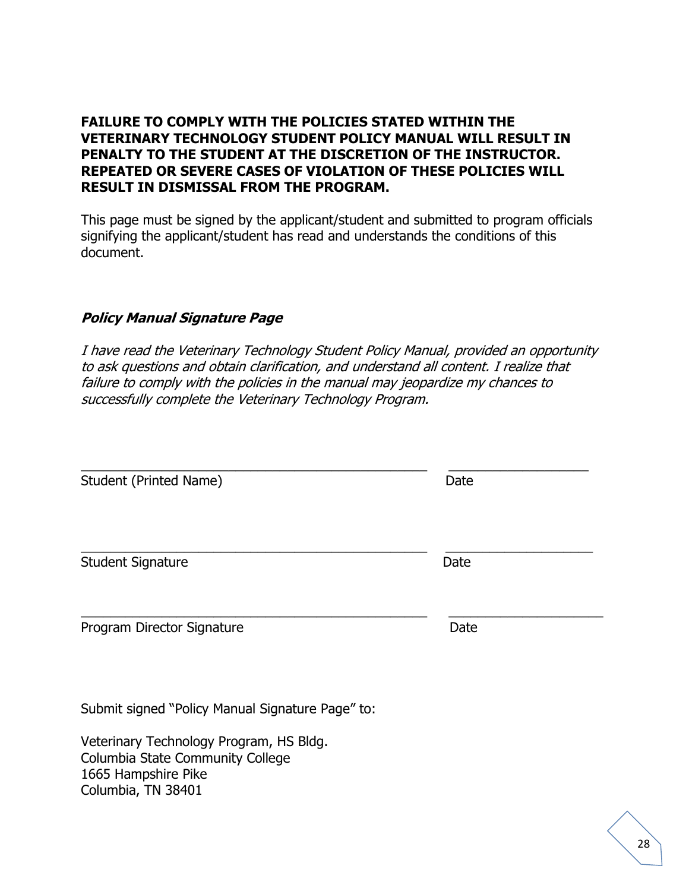**FAILURE TO COMPLY WITH THE POLICIES STATED WITHIN THE VETERINARY TECHNOLOGY STUDENT POLICY MANUAL WILL RESULT IN PENALTY TO THE STUDENT AT THE DISCRETION OF THE INSTRUCTOR. REPEATED OR SEVERE CASES OF VIOLATION OF THESE POLICIES WILL RESULT IN DISMISSAL FROM THE PROGRAM.**

This page must be signed by the applicant/student and submitted to program officials signifying the applicant/student has read and understands the conditions of this document.

***Policy Manual Signature Page***

*I have read the Veterinary Technology Student Policy Manual, provided an opportunity to ask questions and obtain clarification, and understand all content. I realize that failure to comply with the policies in the manual may jeopardize my chances to successfully complete the Veterinary Technology Program.*

_______________________________________________ ___________________

Student (Printed Name) Date

_______________________________________________ ___________________

Student Signature Date

_______________________________________________ ___________________

Program Director Signature Date

Submit signed "Policy Manual Signature Page" to:

Veterinary Technology Program, HS Bldg.
Columbia State Community College
1665 Hampshire Pike
Columbia, TN 38401